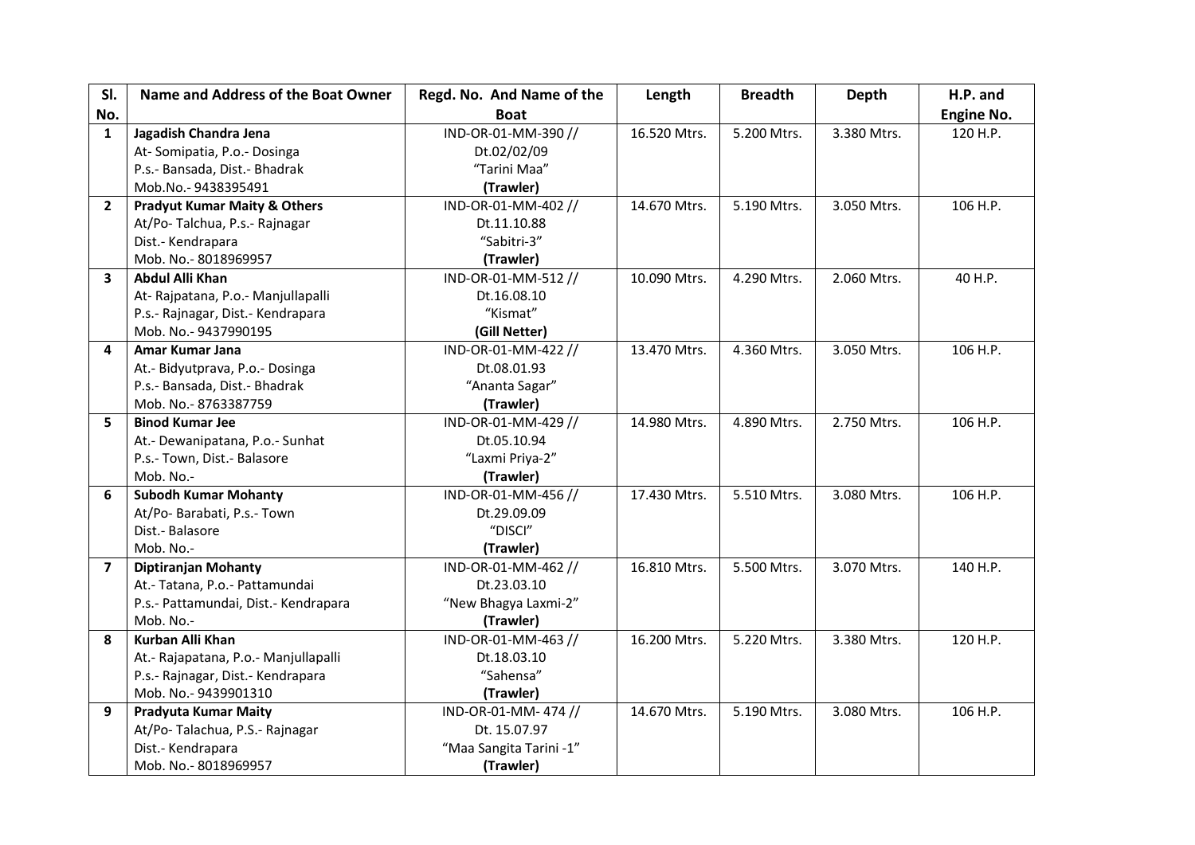| Sl. No. | Name and Address of the Boat Owner | Regd. No. And Name of the Boat | Length | Breadth | Depth | H.P. and Engine No. |
|---|---|---|---|---|---|---|
| 1 | **Jagadish Chandra Jena**<br>At- Somipatia, P.o.- Dosinga<br>P.s.- Bansada, Dist.- Bhadrak<br>Mob.No.- 9438395491 | IND-OR-01-MM-390 //<br>Dt.02/02/09<br>"Tarini Maa"<br>**(Trawler)** | 16.520 Mtrs. | 5.200 Mtrs. | 3.380 Mtrs. | 120 H.P. |
| 2 | **Pradyut Kumar Maity & Others**<br>At/Po- Talchua, P.s.- Rajnagar<br>Dist.- Kendrapara<br>Mob. No.- 8018969957 | IND-OR-01-MM-402 //<br>Dt.11.10.88<br>"Sabitri-3"<br>**(Trawler)** | 14.670 Mtrs. | 5.190 Mtrs. | 3.050 Mtrs. | 106 H.P. |
| 3 | **Abdul Alli Khan**<br>At- Rajpatana, P.o.- Manjullapalli<br>P.s.- Rajnagar, Dist.- Kendrapara<br>Mob. No.- 9437990195 | IND-OR-01-MM-512 //<br>Dt.16.08.10<br>"Kismat"<br>**(Gill Netter)** | 10.090 Mtrs. | 4.290 Mtrs. | 2.060 Mtrs. | 40 H.P. |
| 4 | **Amar Kumar Jana**<br>At.- Bidyutprava, P.o.- Dosinga<br>P.s.- Bansada, Dist.- Bhadrak<br>Mob. No.- 8763387759 | IND-OR-01-MM-422 //<br>Dt.08.01.93<br>"Ananta Sagar"<br>**(Trawler)** | 13.470 Mtrs. | 4.360 Mtrs. | 3.050 Mtrs. | 106 H.P. |
| 5 | **Binod Kumar Jee**<br>At.- Dewanipatana, P.o.- Sunhat<br>P.s.- Town, Dist.- Balasore<br>Mob. No.- | IND-OR-01-MM-429 //<br>Dt.05.10.94<br>"Laxmi Priya-2"<br>**(Trawler)** | 14.980 Mtrs. | 4.890 Mtrs. | 2.750 Mtrs. | 106 H.P. |
| 6 | **Subodh Kumar Mohanty**<br>At/Po- Barabati, P.s.- Town<br>Dist.- Balasore<br>Mob. No.- | IND-OR-01-MM-456 //<br>Dt.29.09.09<br>"DISCI"<br>**(Trawler)** | 17.430 Mtrs. | 5.510 Mtrs. | 3.080 Mtrs. | 106 H.P. |
| 7 | **Diptiranjan Mohanty**<br>At.- Tatana, P.o.- Pattamundai<br>P.s.- Pattamundai, Dist.- Kendrapara<br>Mob. No.- | IND-OR-01-MM-462 //<br>Dt.23.03.10<br>"New Bhagya Laxmi-2"<br>**(Trawler)** | 16.810 Mtrs. | 5.500 Mtrs. | 3.070 Mtrs. | 140 H.P. |
| 8 | **Kurban Alli Khan**<br>At.- Rajapatana, P.o.- Manjullapalli<br>P.s.- Rajnagar, Dist.- Kendrapara<br>Mob. No.- 9439901310 | IND-OR-01-MM-463 //<br>Dt.18.03.10<br>"Sahensa"<br>**(Trawler)** | 16.200 Mtrs. | 5.220 Mtrs. | 3.380 Mtrs. | 120 H.P. |
| 9 | **Pradyuta Kumar Maity**<br>At/Po- Talachua, P.S.- Rajnagar<br>Dist.- Kendrapara<br>Mob. No.- 8018969957 | IND-OR-01-MM- 474 //<br>Dt. 15.07.97<br>"Maa Sangita Tarini -1"<br>**(Trawler)** | 14.670 Mtrs. | 5.190 Mtrs. | 3.080 Mtrs. | 106 H.P. |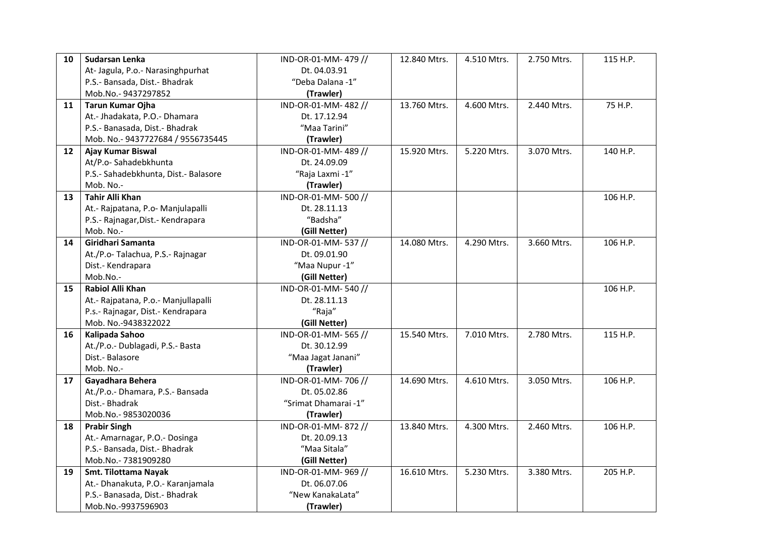| 10 | **Sudarsan Lenka**<br>At- Jagula, P.o.- Narasinghpurhat<br>P.S.- Bansada, Dist.- Bhadrak<br>Mob.No.- 9437297852 | IND-OR-01-MM- 479 //<br>Dt. 04.03.91<br>"Deba Dalana -1"<br>**(Trawler)** | 12.840 Mtrs. | 4.510 Mtrs. | 2.750 Mtrs. | 115 H.P. |
|---|---|---|---|---|---|---|
| 11 | **Tarun Kumar Ojha**<br>At.- Jhadakata, P.O.- Dhamara<br>P.S.- Banasada, Dist.- Bhadrak<br>Mob. No.- 9437727684 / 9556735445 | IND-OR-01-MM- 482 //<br>Dt. 17.12.94<br>"Maa Tarini"<br>**(Trawler)** | 13.760 Mtrs. | 4.600 Mtrs. | 2.440 Mtrs. | 75 H.P. |
| 12 | **Ajay Kumar Biswal**<br>At/P.o- Sahadebkhunta<br>P.S.- Sahadebkhunta, Dist.- Balasore<br>Mob. No.- | IND-OR-01-MM- 489 //<br>Dt. 24.09.09<br>"Raja Laxmi -1"<br>**(Trawler)** | 15.920 Mtrs. | 5.220 Mtrs. | 3.070 Mtrs. | 140 H.P. |
| 13 | **Tahir Alli Khan**<br>At.- Rajpatana, P.o- Manjulapalli<br>P.S.- Rajnagar,Dist.- Kendrapara<br>Mob. No.- | IND-OR-01-MM- 500 //<br>Dt. 28.11.13<br>"Badsha"<br>**(Gill Netter)** | | | | 106 H.P. |
| 14 | **Giridhari Samanta**<br>At./P.o- Talachua, P.S.- Rajnagar<br>Dist.- Kendrapara<br>Mob.No.- | IND-OR-01-MM- 537 //<br>Dt. 09.01.90<br>"Maa Nupur -1"<br>**(Gill Netter)** | 14.080 Mtrs. | 4.290 Mtrs. | 3.660 Mtrs. | 106 H.P. |
| 15 | **Rabiol Alli Khan**<br>At.- Rajpatana, P.o.- Manjullapalli<br>P.s.- Rajnagar, Dist.- Kendrapara<br>Mob. No.-9438322022 | IND-OR-01-MM- 540 //<br>Dt. 28.11.13<br>"Raja"<br>**(Gill Netter)** | | | | 106 H.P. |
| 16 | **Kalipada Sahoo**<br>At./P.o.- Dublagadi, P.S.- Basta<br>Dist.- Balasore<br>Mob. No.- | IND-OR-01-MM- 565 //<br>Dt. 30.12.99<br>"Maa Jagat Janani"<br>**(Trawler)** | 15.540 Mtrs. | 7.010 Mtrs. | 2.780 Mtrs. | 115 H.P. |
| 17 | **Gayadhara Behera**<br>At./P.o.- Dhamara, P.S.- Bansada<br>Dist.- Bhadrak<br>Mob.No.- 9853020036 | IND-OR-01-MM- 706 //<br>Dt. 05.02.86<br>"Srimat Dhamarai -1"<br>**(Trawler)** | 14.690 Mtrs. | 4.610 Mtrs. | 3.050 Mtrs. | 106 H.P. |
| 18 | **Prabir Singh**<br>At.- Amarnagar, P.O.- Dosinga<br>P.S.- Bansada, Dist.- Bhadrak<br>Mob.No.- 7381909280 | IND-OR-01-MM- 872 //<br>Dt. 20.09.13<br>"Maa Sitala"<br>**(Gill Netter)** | 13.840 Mtrs. | 4.300 Mtrs. | 2.460 Mtrs. | 106 H.P. |
| 19 | **Smt. Tilottama Nayak**<br>At.- Dhanakuta, P.O.- Karanjamala<br>P.S.- Banasada, Dist.- Bhadrak<br>Mob.No.-9937596903 | IND-OR-01-MM- 969 //<br>Dt. 06.07.06<br>"New KanakaLata"<br>**(Trawler)** | 16.610 Mtrs. | 5.230 Mtrs. | 3.380 Mtrs. | 205 H.P. |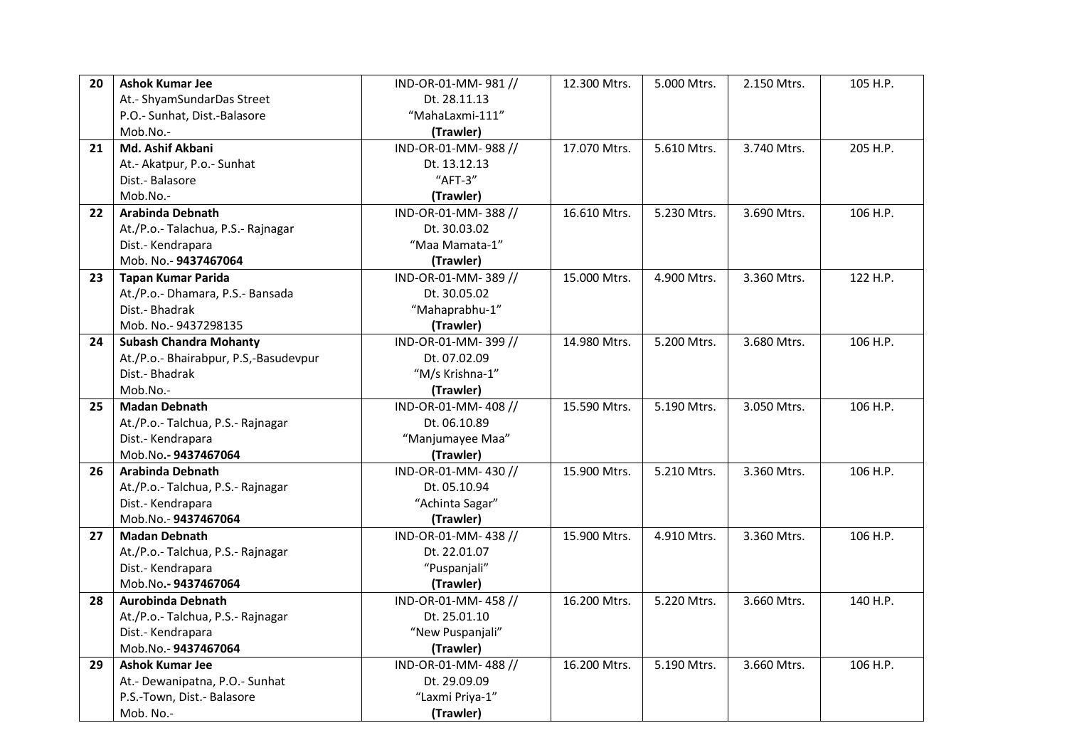| 20 | **Ashok Kumar Jee**<br>At.- ShyamSundarDas Street<br>P.O.- Sunhat, Dist.-Balasore<br>Mob.No.- | IND-OR-01-MM- 981 //<br>Dt. 28.11.13<br>"MahaLaxmi-111"<br>**(Trawler)** | 12.300 Mtrs. | 5.000 Mtrs. | 2.150 Mtrs. | 105 H.P. |
|---|---|---|---|---|---|---|
| 21 | **Md. Ashif Akbani**<br>At.- Akatpur, P.o.- Sunhat<br>Dist.- Balasore<br>Mob.No.- | IND-OR-01-MM- 988 //<br>Dt. 13.12.13<br>"AFT-3"<br>**(Trawler)** | 17.070 Mtrs. | 5.610 Mtrs. | 3.740 Mtrs. | 205 H.P. |
| 22 | **Arabinda Debnath**<br>At./P.o.- Talachua, P.S.- Rajnagar<br>Dist.- Kendrapara<br>Mob. No.- **9437467064** | IND-OR-01-MM- 388 //<br>Dt. 30.03.02<br>"Maa Mamata-1"<br>**(Trawler)** | 16.610 Mtrs. | 5.230 Mtrs. | 3.690 Mtrs. | 106 H.P. |
| 23 | **Tapan Kumar Parida**<br>At./P.o.- Dhamara, P.S.- Bansada<br>Dist.- Bhadrak<br>Mob. No.- 9437298135 | IND-OR-01-MM- 389 //<br>Dt. 30.05.02<br>"Mahaprabhu-1"<br>**(Trawler)** | 15.000 Mtrs. | 4.900 Mtrs. | 3.360 Mtrs. | 122 H.P. |
| 24 | **Subash Chandra Mohanty**<br>At./P.o.- Bhairabpur, P.S,-Basudevpur<br>Dist.- Bhadrak<br>Mob.No.- | IND-OR-01-MM- 399 //<br>Dt. 07.02.09<br>"M/s Krishna-1"<br>**(Trawler)** | 14.980 Mtrs. | 5.200 Mtrs. | 3.680 Mtrs. | 106 H.P. |
| 25 | **Madan Debnath**<br>At./P.o.- Talchua, P.S.- Rajnagar<br>Dist.- Kendrapara<br>Mob.No**.- 9437467064** | IND-OR-01-MM- 408 //<br>Dt. 06.10.89<br>"Manjumayee Maa"<br>**(Trawler)** | 15.590 Mtrs. | 5.190 Mtrs. | 3.050 Mtrs. | 106 H.P. |
| 26 | **Arabinda Debnath**<br>At./P.o.- Talchua, P.S.- Rajnagar<br>Dist.- Kendrapara<br>Mob.No.- **9437467064** | IND-OR-01-MM- 430 //<br>Dt. 05.10.94<br>"Achinta Sagar"<br>**(Trawler)** | 15.900 Mtrs. | 5.210 Mtrs. | 3.360 Mtrs. | 106 H.P. |
| 27 | **Madan Debnath**<br>At./P.o.- Talchua, P.S.- Rajnagar<br>Dist.- Kendrapara<br>Mob.No**.- 9437467064** | IND-OR-01-MM- 438 //<br>Dt. 22.01.07<br>"Puspanjali"<br>**(Trawler)** | 15.900 Mtrs. | 4.910 Mtrs. | 3.360 Mtrs. | 106 H.P. |
| 28 | **Aurobinda Debnath**<br>At./P.o.- Talchua, P.S.- Rajnagar<br>Dist.- Kendrapara<br>Mob.No.- **9437467064** | IND-OR-01-MM- 458 //<br>Dt. 25.01.10<br>"New Puspanjali"<br>**(Trawler)** | 16.200 Mtrs. | 5.220 Mtrs. | 3.660 Mtrs. | 140 H.P. |
| 29 | **Ashok Kumar Jee**<br>At.- Dewanipatna, P.O.- Sunhat<br>P.S.-Town, Dist.- Balasore<br>Mob. No.- | IND-OR-01-MM- 488 //<br>Dt. 29.09.09<br>"Laxmi Priya-1"<br>**(Trawler)** | 16.200 Mtrs. | 5.190 Mtrs. | 3.660 Mtrs. | 106 H.P. |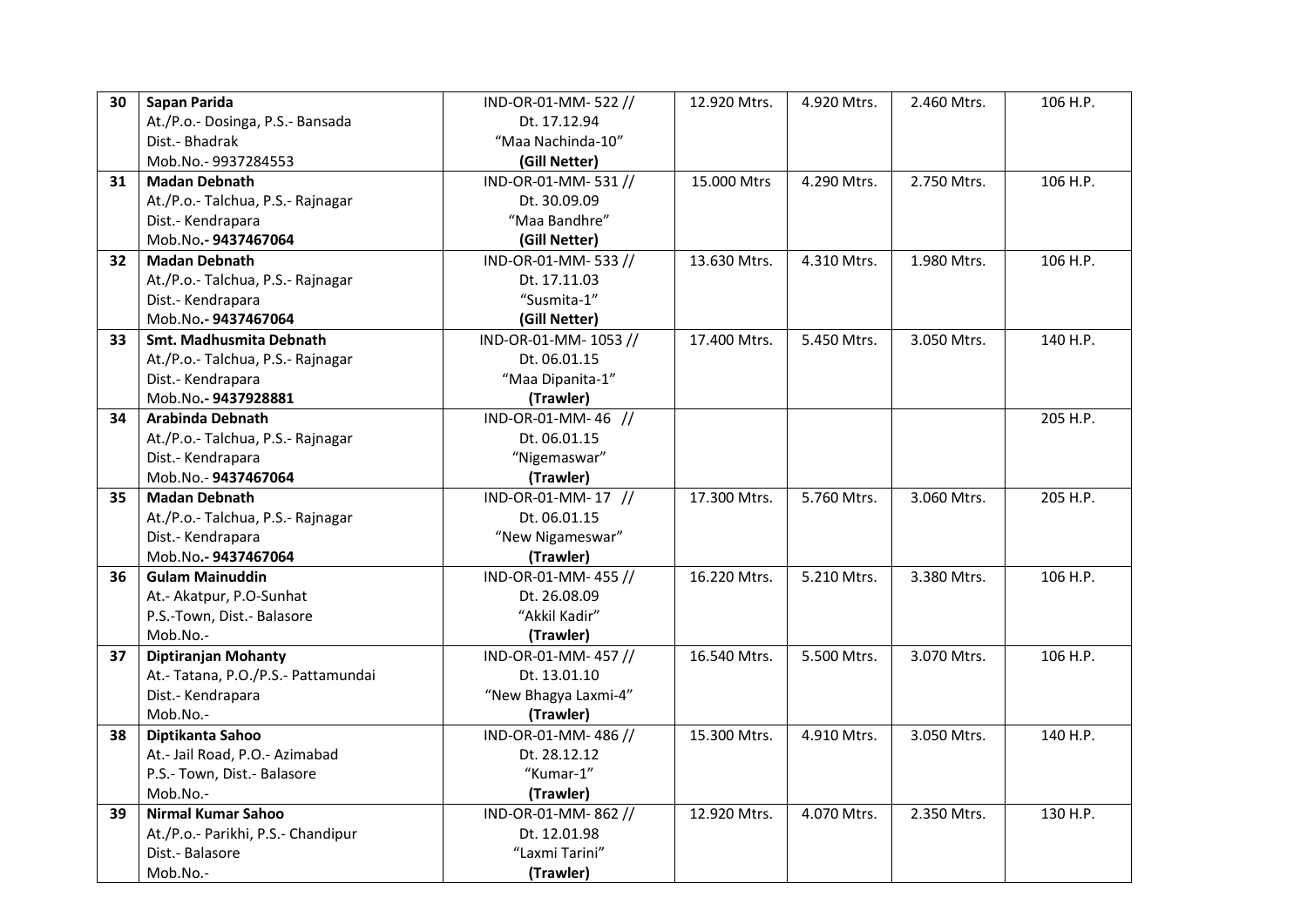| 30 | **Sapan Parida**<br>At./P.o.- Dosinga, P.S.- Bansada<br>Dist.- Bhadrak<br>Mob.No.- 9937284553 | IND-OR-01-MM- 522 //<br>Dt. 17.12.94<br>"Maa Nachinda-10"<br>**(Gill Netter)** | 12.920 Mtrs. | 4.920 Mtrs. | 2.460 Mtrs. | 106 H.P. |
|---|---|---|---|---|---|---|
| 31 | **Madan Debnath**<br>At./P.o.- Talchua, P.S.- Rajnagar<br>Dist.- Kendrapara<br>Mob.No**.- 9437467064** | IND-OR-01-MM- 531 //<br>Dt. 30.09.09<br>"Maa Bandhre"<br>**(Gill Netter)** | 15.000 Mtrs | 4.290 Mtrs. | 2.750 Mtrs. | 106 H.P. |
| 32 | **Madan Debnath**<br>At./P.o.- Talchua, P.S.- Rajnagar<br>Dist.- Kendrapara<br>Mob.No**.- 9437467064** | IND-OR-01-MM- 533 //<br>Dt. 17.11.03<br>"Susmita-1"<br>**(Gill Netter)** | 13.630 Mtrs. | 4.310 Mtrs. | 1.980 Mtrs. | 106 H.P. |
| 33 | **Smt. Madhusmita Debnath**<br>At./P.o.- Talchua, P.S.- Rajnagar<br>Dist.- Kendrapara<br>Mob.No**.- 9437928881** | IND-OR-01-MM- 1053 //<br>Dt. 06.01.15<br>"Maa Dipanita-1"<br>**(Trawler)** | 17.400 Mtrs. | 5.450 Mtrs. | 3.050 Mtrs. | 140 H.P. |
| 34 | **Arabinda Debnath**<br>At./P.o.- Talchua, P.S.- Rajnagar<br>Dist.- Kendrapara<br>Mob.No.- **9437467064** | IND-OR-01-MM- 46 //<br>Dt. 06.01.15<br>"Nigemaswar"<br>**(Trawler)** | | | | 205 H.P. |
| 35 | **Madan Debnath**<br>At./P.o.- Talchua, P.S.- Rajnagar<br>Dist.- Kendrapara<br>Mob.No**.- 9437467064** | IND-OR-01-MM- 17 //<br>Dt. 06.01.15<br>"New Nigameswar"<br>**(Trawler)** | 17.300 Mtrs. | 5.760 Mtrs. | 3.060 Mtrs. | 205 H.P. |
| 36 | **Gulam Mainuddin**<br>At.- Akatpur, P.O-Sunhat<br>P.S.-Town, Dist.- Balasore<br>Mob.No.- | IND-OR-01-MM- 455 //<br>Dt. 26.08.09<br>"Akkil Kadir"<br>**(Trawler)** | 16.220 Mtrs. | 5.210 Mtrs. | 3.380 Mtrs. | 106 H.P. |
| 37 | **Diptiranjan Mohanty**<br>At.- Tatana, P.O./P.S.- Pattamundai<br>Dist.- Kendrapara<br>Mob.No.- | IND-OR-01-MM- 457 //<br>Dt. 13.01.10<br>"New Bhagya Laxmi-4"<br>**(Trawler)** | 16.540 Mtrs. | 5.500 Mtrs. | 3.070 Mtrs. | 106 H.P. |
| 38 | **Diptikanta Sahoo**<br>At.- Jail Road, P.O.- Azimabad<br>P.S.- Town, Dist.- Balasore<br>Mob.No.- | IND-OR-01-MM- 486 //<br>Dt. 28.12.12<br>"Kumar-1"<br>**(Trawler)** | 15.300 Mtrs. | 4.910 Mtrs. | 3.050 Mtrs. | 140 H.P. |
| 39 | **Nirmal Kumar Sahoo**<br>At./P.o.- Parikhi, P.S.- Chandipur<br>Dist.- Balasore<br>Mob.No.- | IND-OR-01-MM- 862 //<br>Dt. 12.01.98<br>"Laxmi Tarini"<br>**(Trawler)** | 12.920 Mtrs. | 4.070 Mtrs. | 2.350 Mtrs. | 130 H.P. |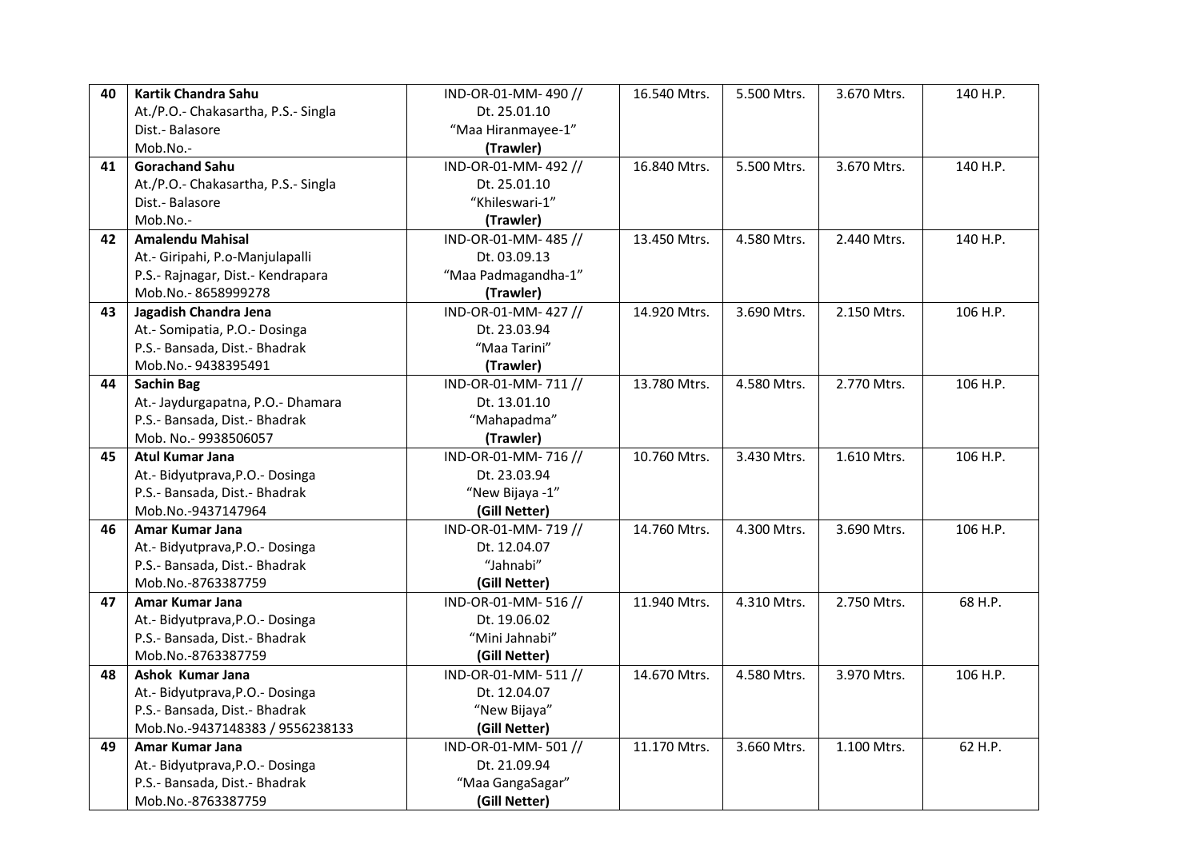| 40 | **Kartik Chandra Sahu**<br>At./P.O.- Chakasartha, P.S.- Singla<br>Dist.- Balasore<br>Mob.No.- | IND-OR-01-MM- 490 //<br>Dt. 25.01.10<br>"Maa Hiranmayee-1"<br>**(Trawler)** | 16.540 Mtrs. | 5.500 Mtrs. | 3.670 Mtrs. | 140 H.P. |
|---|---|---|---|---|---|---|
| 41 | **Gorachand Sahu**<br>At./P.O.- Chakasartha, P.S.- Singla<br>Dist.- Balasore<br>Mob.No.- | IND-OR-01-MM- 492 //<br>Dt. 25.01.10<br>"Khileswari-1"<br>**(Trawler)** | 16.840 Mtrs. | 5.500 Mtrs. | 3.670 Mtrs. | 140 H.P. |
| 42 | **Amalendu Mahisal**<br>At.- Giripahi, P.o-Manjulapalli<br>P.S.- Rajnagar, Dist.- Kendrapara<br>Mob.No.- 8658999278 | IND-OR-01-MM- 485 //<br>Dt. 03.09.13<br>"Maa Padmagandha-1"<br>**(Trawler)** | 13.450 Mtrs. | 4.580 Mtrs. | 2.440 Mtrs. | 140 H.P. |
| 43 | **Jagadish Chandra Jena**<br>At.- Somipatia, P.O.- Dosinga<br>P.S.- Bansada, Dist.- Bhadrak<br>Mob.No.- 9438395491 | IND-OR-01-MM- 427 //<br>Dt. 23.03.94<br>"Maa Tarini"<br>**(Trawler)** | 14.920 Mtrs. | 3.690 Mtrs. | 2.150 Mtrs. | 106 H.P. |
| 44 | **Sachin Bag**<br>At.- Jaydurgapatna, P.O.- Dhamara<br>P.S.- Bansada, Dist.- Bhadrak<br>Mob. No.- 9938506057 | IND-OR-01-MM- 711 //<br>Dt. 13.01.10<br>"Mahapadma"<br>**(Trawler)** | 13.780 Mtrs. | 4.580 Mtrs. | 2.770 Mtrs. | 106 H.P. |
| 45 | **Atul Kumar Jana**<br>At.- Bidyutprava,P.O.- Dosinga<br>P.S.- Bansada, Dist.- Bhadrak<br>Mob.No.-9437147964 | IND-OR-01-MM- 716 //<br>Dt. 23.03.94<br>"New Bijaya -1"<br>**(Gill Netter)** | 10.760 Mtrs. | 3.430 Mtrs. | 1.610 Mtrs. | 106 H.P. |
| 46 | **Amar Kumar Jana**<br>At.- Bidyutprava,P.O.- Dosinga<br>P.S.- Bansada, Dist.- Bhadrak<br>Mob.No.-8763387759 | IND-OR-01-MM- 719 //<br>Dt. 12.04.07<br>"Jahnabi"<br>**(Gill Netter)** | 14.760 Mtrs. | 4.300 Mtrs. | 3.690 Mtrs. | 106 H.P. |
| 47 | **Amar Kumar Jana**<br>At.- Bidyutprava,P.O.- Dosinga<br>P.S.- Bansada, Dist.- Bhadrak<br>Mob.No.-8763387759 | IND-OR-01-MM- 516 //<br>Dt. 19.06.02<br>"Mini Jahnabi"<br>**(Gill Netter)** | 11.940 Mtrs. | 4.310 Mtrs. | 2.750 Mtrs. | 68 H.P. |
| 48 | **Ashok Kumar Jana**<br>At.- Bidyutprava,P.O.- Dosinga<br>P.S.- Bansada, Dist.- Bhadrak<br>Mob.No.-9437148383 / 9556238133 | IND-OR-01-MM- 511 //<br>Dt. 12.04.07<br>"New Bijaya"<br>**(Gill Netter)** | 14.670 Mtrs. | 4.580 Mtrs. | 3.970 Mtrs. | 106 H.P. |
| 49 | **Amar Kumar Jana**<br>At.- Bidyutprava,P.O.- Dosinga<br>P.S.- Bansada, Dist.- Bhadrak<br>Mob.No.-8763387759 | IND-OR-01-MM- 501 //<br>Dt. 21.09.94<br>"Maa GangaSagar"<br>**(Gill Netter)** | 11.170 Mtrs. | 3.660 Mtrs. | 1.100 Mtrs. | 62 H.P. |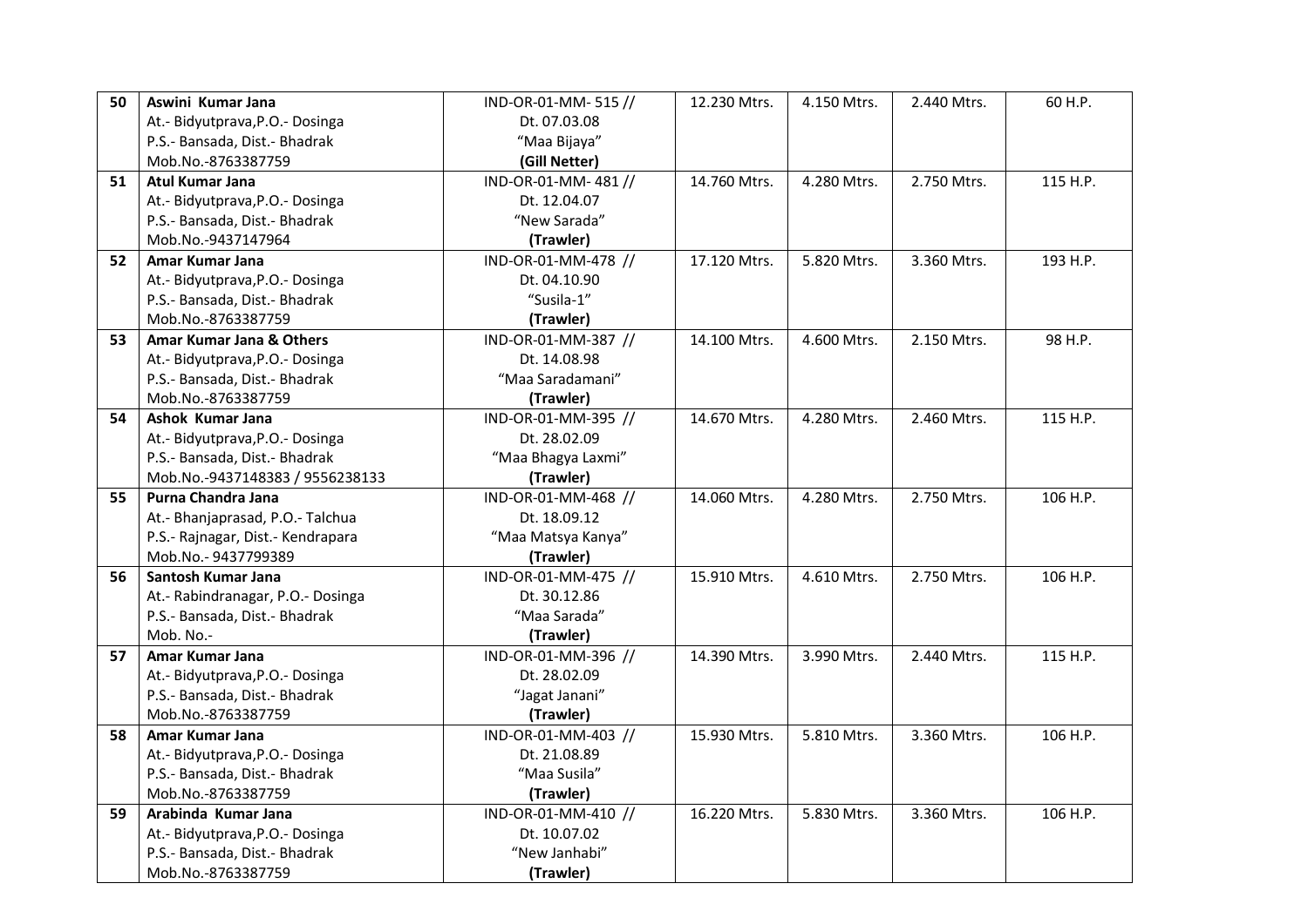| 50 | **Aswini Kumar Jana**<br>At.- Bidyutprava,P.O.- Dosinga<br>P.S.- Bansada, Dist.- Bhadrak<br>Mob.No.-8763387759 | IND-OR-01-MM- 515 //<br>Dt. 07.03.08<br>"Maa Bijaya"<br>**(Gill Netter)** | 12.230 Mtrs. | 4.150 Mtrs. | 2.440 Mtrs. | 60 H.P. |
|---|---|---|---|---|---|---|
| 51 | **Atul Kumar Jana**<br>At.- Bidyutprava,P.O.- Dosinga<br>P.S.- Bansada, Dist.- Bhadrak<br>Mob.No.-9437147964 | IND-OR-01-MM- 481 //<br>Dt. 12.04.07<br>"New Sarada"<br>**(Trawler)** | 14.760 Mtrs. | 4.280 Mtrs. | 2.750 Mtrs. | 115 H.P. |
| 52 | **Amar Kumar Jana**<br>At.- Bidyutprava,P.O.- Dosinga<br>P.S.- Bansada, Dist.- Bhadrak<br>Mob.No.-8763387759 | IND-OR-01-MM-478 //<br>Dt. 04.10.90<br>"Susila-1"<br>**(Trawler)** | 17.120 Mtrs. | 5.820 Mtrs. | 3.360 Mtrs. | 193 H.P. |
| 53 | **Amar Kumar Jana & Others**<br>At.- Bidyutprava,P.O.- Dosinga<br>P.S.- Bansada, Dist.- Bhadrak<br>Mob.No.-8763387759 | IND-OR-01-MM-387 //<br>Dt. 14.08.98<br>"Maa Saradamani"<br>**(Trawler)** | 14.100 Mtrs. | 4.600 Mtrs. | 2.150 Mtrs. | 98 H.P. |
| 54 | **Ashok Kumar Jana**<br>At.- Bidyutprava,P.O.- Dosinga<br>P.S.- Bansada, Dist.- Bhadrak<br>Mob.No.-9437148383 / 9556238133 | IND-OR-01-MM-395 //<br>Dt. 28.02.09<br>"Maa Bhagya Laxmi"<br>**(Trawler)** | 14.670 Mtrs. | 4.280 Mtrs. | 2.460 Mtrs. | 115 H.P. |
| 55 | **Purna Chandra Jana**<br>At.- Bhanjaprasad, P.O.- Talchua<br>P.S.- Rajnagar, Dist.- Kendrapara<br>Mob.No.- 9437799389 | IND-OR-01-MM-468 //<br>Dt. 18.09.12<br>"Maa Matsya Kanya"<br>**(Trawler)** | 14.060 Mtrs. | 4.280 Mtrs. | 2.750 Mtrs. | 106 H.P. |
| 56 | **Santosh Kumar Jana**<br>At.- Rabindranagar, P.O.- Dosinga<br>P.S.- Bansada, Dist.- Bhadrak<br>Mob. No.- | IND-OR-01-MM-475 //<br>Dt. 30.12.86<br>"Maa Sarada"<br>**(Trawler)** | 15.910 Mtrs. | 4.610 Mtrs. | 2.750 Mtrs. | 106 H.P. |
| 57 | **Amar Kumar Jana**<br>At.- Bidyutprava,P.O.- Dosinga<br>P.S.- Bansada, Dist.- Bhadrak<br>Mob.No.-8763387759 | IND-OR-01-MM-396 //<br>Dt. 28.02.09<br>"Jagat Janani"<br>**(Trawler)** | 14.390 Mtrs. | 3.990 Mtrs. | 2.440 Mtrs. | 115 H.P. |
| 58 | **Amar Kumar Jana**<br>At.- Bidyutprava,P.O.- Dosinga<br>P.S.- Bansada, Dist.- Bhadrak<br>Mob.No.-8763387759 | IND-OR-01-MM-403 //<br>Dt. 21.08.89<br>"Maa Susila"<br>**(Trawler)** | 15.930 Mtrs. | 5.810 Mtrs. | 3.360 Mtrs. | 106 H.P. |
| 59 | **Arabinda Kumar Jana**<br>At.- Bidyutprava,P.O.- Dosinga<br>P.S.- Bansada, Dist.- Bhadrak<br>Mob.No.-8763387759 | IND-OR-01-MM-410 //<br>Dt. 10.07.02<br>"New Janhabi"<br>**(Trawler)** | 16.220 Mtrs. | 5.830 Mtrs. | 3.360 Mtrs. | 106 H.P. |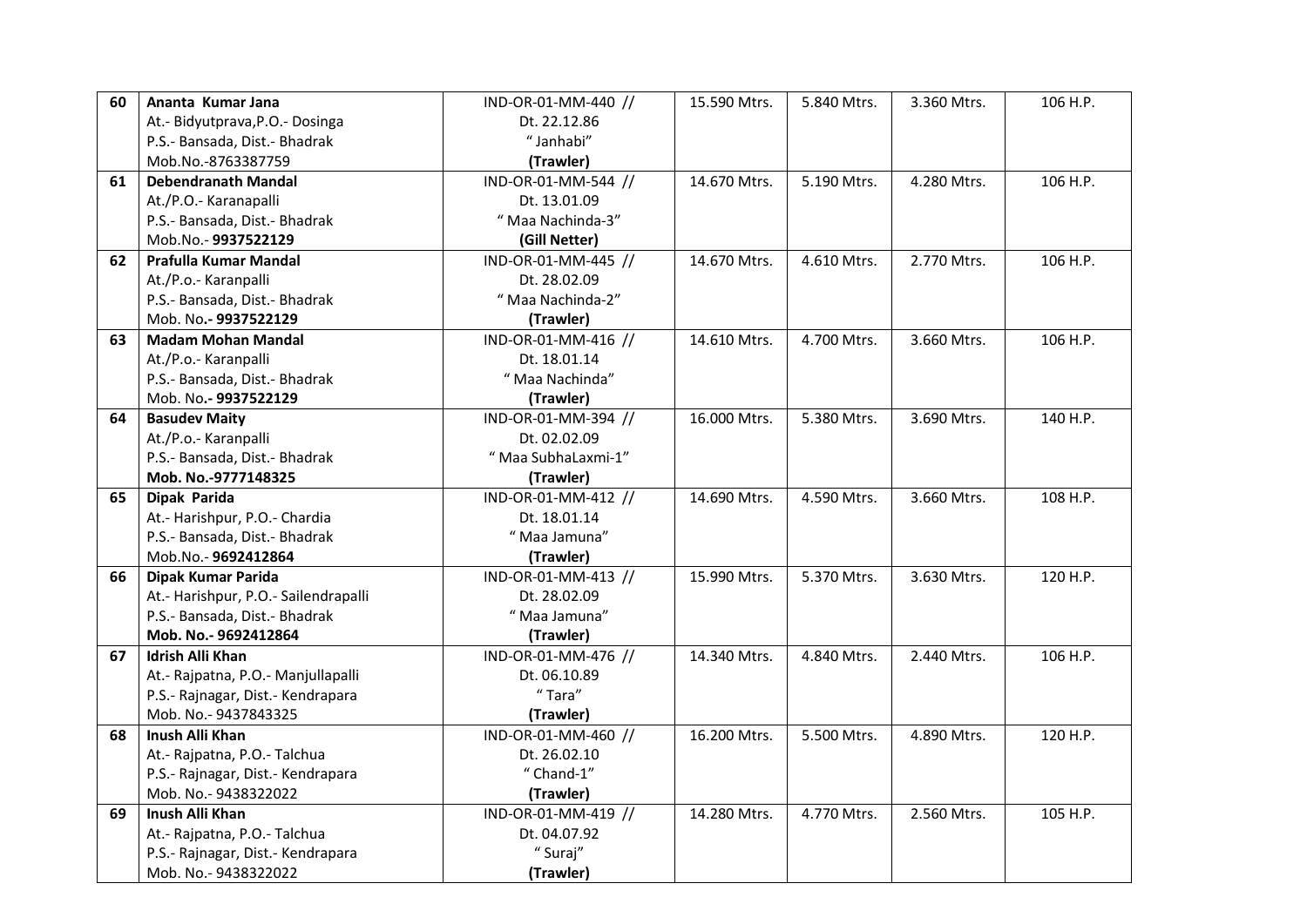| 60 | **Ananta Kumar Jana**<br>At.- Bidyutprava,P.O.- Dosinga<br>P.S.- Bansada, Dist.- Bhadrak<br>Mob.No.-8763387759 | IND-OR-01-MM-440 //<br>Dt. 22.12.86<br>" Janhabi"<br>**(Trawler)** | 15.590 Mtrs. | 5.840 Mtrs. | 3.360 Mtrs. | 106 H.P. |
|---|---|---|---|---|---|---|
| 61 | **Debendranath Mandal**<br>At./P.O.- Karanapalli<br>P.S.- Bansada, Dist.- Bhadrak<br>Mob.No.- **9937522129** | IND-OR-01-MM-544 //<br>Dt. 13.01.09<br>" Maa Nachinda-3"<br>**(Gill Netter)** | 14.670 Mtrs. | 5.190 Mtrs. | 4.280 Mtrs. | 106 H.P. |
| 62 | **Prafulla Kumar Mandal**<br>At./P.o.- Karanpalli<br>P.S.- Bansada, Dist.- Bhadrak<br>Mob. No**.- 9937522129** | IND-OR-01-MM-445 //<br>Dt. 28.02.09<br>" Maa Nachinda-2"<br>**(Trawler)** | 14.670 Mtrs. | 4.610 Mtrs. | 2.770 Mtrs. | 106 H.P. |
| 63 | **Madam Mohan Mandal**<br>At./P.o.- Karanpalli<br>P.S.- Bansada, Dist.- Bhadrak<br>Mob. No**.- 9937522129** | IND-OR-01-MM-416 //<br>Dt. 18.01.14<br>" Maa Nachinda"<br>**(Trawler)** | 14.610 Mtrs. | 4.700 Mtrs. | 3.660 Mtrs. | 106 H.P. |
| 64 | **Basudev Maity**<br>At./P.o.- Karanpalli<br>P.S.- Bansada, Dist.- Bhadrak<br>**Mob. No.-9777148325** | IND-OR-01-MM-394 //<br>Dt. 02.02.09<br>" Maa SubhaLaxmi-1"<br>**(Trawler)** | 16.000 Mtrs. | 5.380 Mtrs. | 3.690 Mtrs. | 140 H.P. |
| 65 | **Dipak Parida**<br>At.- Harishpur, P.O.- Chardia<br>P.S.- Bansada, Dist.- Bhadrak<br>Mob.No.- **9692412864** | IND-OR-01-MM-412 //<br>Dt. 18.01.14<br>" Maa Jamuna"<br>**(Trawler)** | 14.690 Mtrs. | 4.590 Mtrs. | 3.660 Mtrs. | 108 H.P. |
| 66 | **Dipak Kumar Parida**<br>At.- Harishpur, P.O.- Sailendrapalli<br>P.S.- Bansada, Dist.- Bhadrak<br>**Mob. No.- 9692412864** | IND-OR-01-MM-413 //<br>Dt. 28.02.09<br>" Maa Jamuna"<br>**(Trawler)** | 15.990 Mtrs. | 5.370 Mtrs. | 3.630 Mtrs. | 120 H.P. |
| 67 | **Idrish Alli Khan**<br>At.- Rajpatna, P.O.- Manjullapalli<br>P.S.- Rajnagar, Dist.- Kendrapara<br>Mob. No.- 9437843325 | IND-OR-01-MM-476 //<br>Dt. 06.10.89<br>" Tara"<br>**(Trawler)** | 14.340 Mtrs. | 4.840 Mtrs. | 2.440 Mtrs. | 106 H.P. |
| 68 | **Inush Alli Khan**<br>At.- Rajpatna, P.O.- Talchua<br>P.S.- Rajnagar, Dist.- Kendrapara<br>Mob. No.- 9438322022 | IND-OR-01-MM-460 //<br>Dt. 26.02.10<br>" Chand-1"<br>**(Trawler)** | 16.200 Mtrs. | 5.500 Mtrs. | 4.890 Mtrs. | 120 H.P. |
| 69 | **Inush Alli Khan**<br>At.- Rajpatna, P.O.- Talchua<br>P.S.- Rajnagar, Dist.- Kendrapara<br>Mob. No.- 9438322022 | IND-OR-01-MM-419 //<br>Dt. 04.07.92<br>" Suraj"<br>**(Trawler)** | 14.280 Mtrs. | 4.770 Mtrs. | 2.560 Mtrs. | 105 H.P. |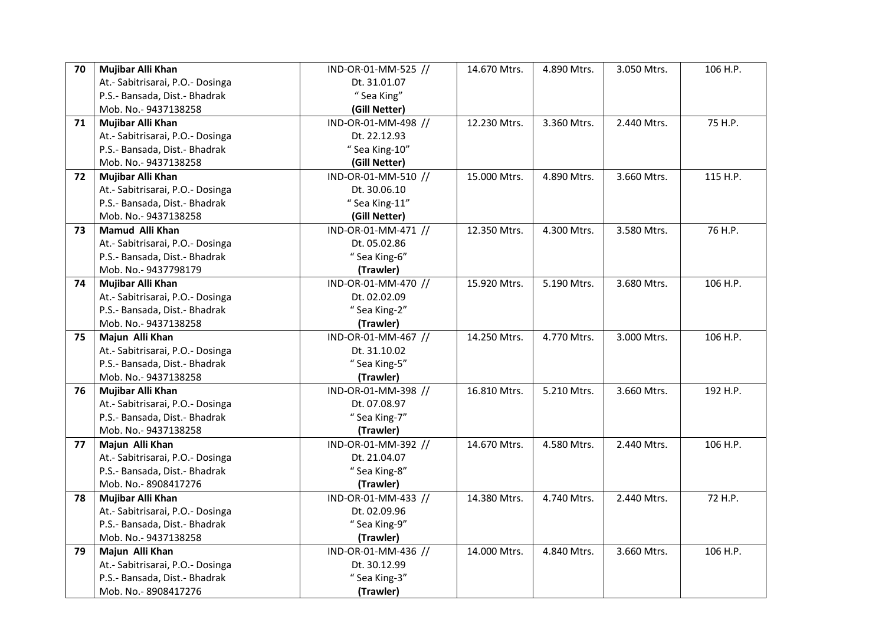| 70 | **Mujibar Alli Khan**<br>At.- Sabitrisarai, P.O.- Dosinga<br>P.S.- Bansada, Dist.- Bhadrak<br>Mob. No.- 9437138258 | IND-OR-01-MM-525 //<br>Dt. 31.01.07<br>" Sea King"<br>**(Gill Netter)** | 14.670 Mtrs. | 4.890 Mtrs. | 3.050 Mtrs. | 106 H.P. |
|---|---|---|---|---|---|---|
| 71 | **Mujibar Alli Khan**<br>At.- Sabitrisarai, P.O.- Dosinga<br>P.S.- Bansada, Dist.- Bhadrak<br>Mob. No.- 9437138258 | IND-OR-01-MM-498 //<br>Dt. 22.12.93<br>" Sea King-10"<br>**(Gill Netter)** | 12.230 Mtrs. | 3.360 Mtrs. | 2.440 Mtrs. | 75 H.P. |
| 72 | **Mujibar Alli Khan**<br>At.- Sabitrisarai, P.O.- Dosinga<br>P.S.- Bansada, Dist.- Bhadrak<br>Mob. No.- 9437138258 | IND-OR-01-MM-510 //<br>Dt. 30.06.10<br>" Sea King-11"<br>**(Gill Netter)** | 15.000 Mtrs. | 4.890 Mtrs. | 3.660 Mtrs. | 115 H.P. |
| 73 | **Mamud Alli Khan**<br>At.- Sabitrisarai, P.O.- Dosinga<br>P.S.- Bansada, Dist.- Bhadrak<br>Mob. No.- 9437798179 | IND-OR-01-MM-471 //<br>Dt. 05.02.86<br>" Sea King-6"<br>**(Trawler)** | 12.350 Mtrs. | 4.300 Mtrs. | 3.580 Mtrs. | 76 H.P. |
| 74 | **Mujibar Alli Khan**<br>At.- Sabitrisarai, P.O.- Dosinga<br>P.S.- Bansada, Dist.- Bhadrak<br>Mob. No.- 9437138258 | IND-OR-01-MM-470 //<br>Dt. 02.02.09<br>" Sea King-2"<br>**(Trawler)** | 15.920 Mtrs. | 5.190 Mtrs. | 3.680 Mtrs. | 106 H.P. |
| 75 | **Majun Alli Khan**<br>At.- Sabitrisarai, P.O.- Dosinga<br>P.S.- Bansada, Dist.- Bhadrak<br>Mob. No.- 9437138258 | IND-OR-01-MM-467 //<br>Dt. 31.10.02<br>" Sea King-5"<br>**(Trawler)** | 14.250 Mtrs. | 4.770 Mtrs. | 3.000 Mtrs. | 106 H.P. |
| 76 | **Mujibar Alli Khan**<br>At.- Sabitrisarai, P.O.- Dosinga<br>P.S.- Bansada, Dist.- Bhadrak<br>Mob. No.- 9437138258 | IND-OR-01-MM-398 //<br>Dt. 07.08.97<br>" Sea King-7"<br>**(Trawler)** | 16.810 Mtrs. | 5.210 Mtrs. | 3.660 Mtrs. | 192 H.P. |
| 77 | **Majun Alli Khan**<br>At.- Sabitrisarai, P.O.- Dosinga<br>P.S.- Bansada, Dist.- Bhadrak<br>Mob. No.- 8908417276 | IND-OR-01-MM-392 //<br>Dt. 21.04.07<br>" Sea King-8"<br>**(Trawler)** | 14.670 Mtrs. | 4.580 Mtrs. | 2.440 Mtrs. | 106 H.P. |
| 78 | **Mujibar Alli Khan**<br>At.- Sabitrisarai, P.O.- Dosinga<br>P.S.- Bansada, Dist.- Bhadrak<br>Mob. No.- 9437138258 | IND-OR-01-MM-433 //<br>Dt. 02.09.96<br>" Sea King-9"<br>**(Trawler)** | 14.380 Mtrs. | 4.740 Mtrs. | 2.440 Mtrs. | 72 H.P. |
| 79 | **Majun Alli Khan**<br>At.- Sabitrisarai, P.O.- Dosinga<br>P.S.- Bansada, Dist.- Bhadrak<br>Mob. No.- 8908417276 | IND-OR-01-MM-436 //<br>Dt. 30.12.99<br>" Sea King-3"<br>**(Trawler)** | 14.000 Mtrs. | 4.840 Mtrs. | 3.660 Mtrs. | 106 H.P. |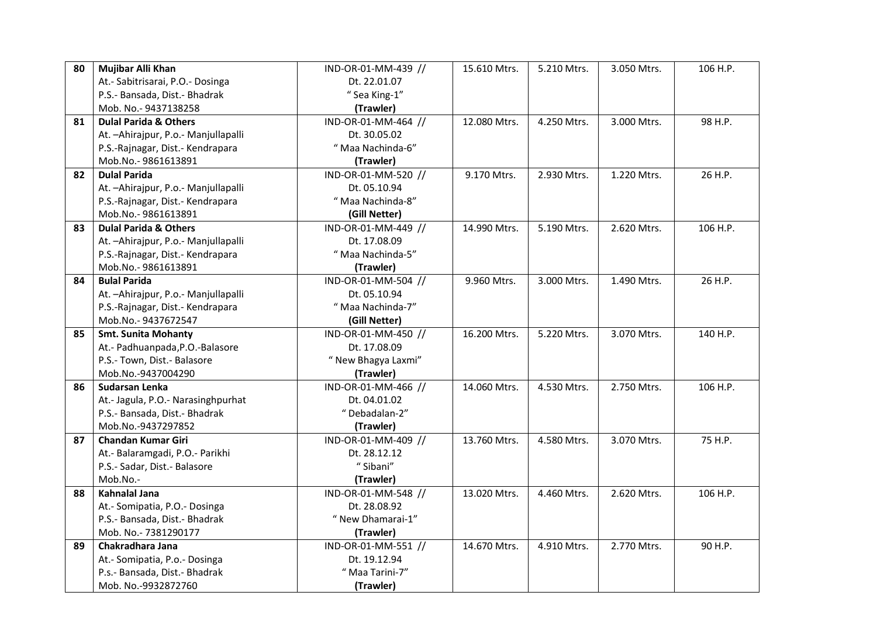| 80 | **Mujibar Alli Khan**<br>At.- Sabitrisarai, P.O.- Dosinga<br>P.S.- Bansada, Dist.- Bhadrak<br>Mob. No.- 9437138258 | IND-OR-01-MM-439 //<br>Dt. 22.01.07<br>" Sea King-1"<br>**(Trawler)** | 15.610 Mtrs. | 5.210 Mtrs. | 3.050 Mtrs. | 106 H.P. |
|---|---|---|---|---|---|---|
| 81 | **Dulal Parida & Others**<br>At. –Ahirajpur, P.o.- Manjullapalli<br>P.S.-Rajnagar, Dist.- Kendrapara<br>Mob.No.- 9861613891 | IND-OR-01-MM-464 //<br>Dt. 30.05.02<br>" Maa Nachinda-6"<br>**(Trawler)** | 12.080 Mtrs. | 4.250 Mtrs. | 3.000 Mtrs. | 98 H.P. |
| 82 | **Dulal Parida**<br>At. –Ahirajpur, P.o.- Manjullapalli<br>P.S.-Rajnagar, Dist.- Kendrapara<br>Mob.No.- 9861613891 | IND-OR-01-MM-520 //<br>Dt. 05.10.94<br>" Maa Nachinda-8"<br>**(Gill Netter)** | 9.170 Mtrs. | 2.930 Mtrs. | 1.220 Mtrs. | 26 H.P. |
| 83 | **Dulal Parida & Others**<br>At. –Ahirajpur, P.o.- Manjullapalli<br>P.S.-Rajnagar, Dist.- Kendrapara<br>Mob.No.- 9861613891 | IND-OR-01-MM-449 //<br>Dt. 17.08.09<br>" Maa Nachinda-5"<br>**(Trawler)** | 14.990 Mtrs. | 5.190 Mtrs. | 2.620 Mtrs. | 106 H.P. |
| 84 | **Bulal Parida**<br>At. –Ahirajpur, P.o.- Manjullapalli<br>P.S.-Rajnagar, Dist.- Kendrapara<br>Mob.No.- 9437672547 | IND-OR-01-MM-504 //<br>Dt. 05.10.94<br>" Maa Nachinda-7"<br>**(Gill Netter)** | 9.960 Mtrs. | 3.000 Mtrs. | 1.490 Mtrs. | 26 H.P. |
| 85 | **Smt. Sunita Mohanty**<br>At.- Padhuanpada,P.O.-Balasore<br>P.S.- Town, Dist.- Balasore<br>Mob.No.-9437004290 | IND-OR-01-MM-450 //<br>Dt. 17.08.09<br>" New Bhagya Laxmi"<br>**(Trawler)** | 16.200 Mtrs. | 5.220 Mtrs. | 3.070 Mtrs. | 140 H.P. |
| 86 | **Sudarsan Lenka**<br>At.- Jagula, P.O.- Narasinghpurhat<br>P.S.- Bansada, Dist.- Bhadrak<br>Mob.No.-9437297852 | IND-OR-01-MM-466 //<br>Dt. 04.01.02<br>" Debadalan-2"<br>**(Trawler)** | 14.060 Mtrs. | 4.530 Mtrs. | 2.750 Mtrs. | 106 H.P. |
| 87 | **Chandan Kumar Giri**<br>At.- Balaramgadi, P.O.- Parikhi<br>P.S.- Sadar, Dist.- Balasore<br>Mob.No.- | IND-OR-01-MM-409 //<br>Dt. 28.12.12<br>" Sibani"<br>**(Trawler)** | 13.760 Mtrs. | 4.580 Mtrs. | 3.070 Mtrs. | 75 H.P. |
| 88 | **Kahnalal Jana**<br>At.- Somipatia, P.O.- Dosinga<br>P.S.- Bansada, Dist.- Bhadrak<br>Mob. No.- 7381290177 | IND-OR-01-MM-548 //<br>Dt. 28.08.92<br>" New Dhamarai-1"<br>**(Trawler)** | 13.020 Mtrs. | 4.460 Mtrs. | 2.620 Mtrs. | 106 H.P. |
| 89 | **Chakradhara Jana**<br>At.- Somipatia, P.o.- Dosinga<br>P.s.- Bansada, Dist.- Bhadrak<br>Mob. No.-9932872760 | IND-OR-01-MM-551 //<br>Dt. 19.12.94<br>" Maa Tarini-7"<br>**(Trawler)** | 14.670 Mtrs. | 4.910 Mtrs. | 2.770 Mtrs. | 90 H.P. |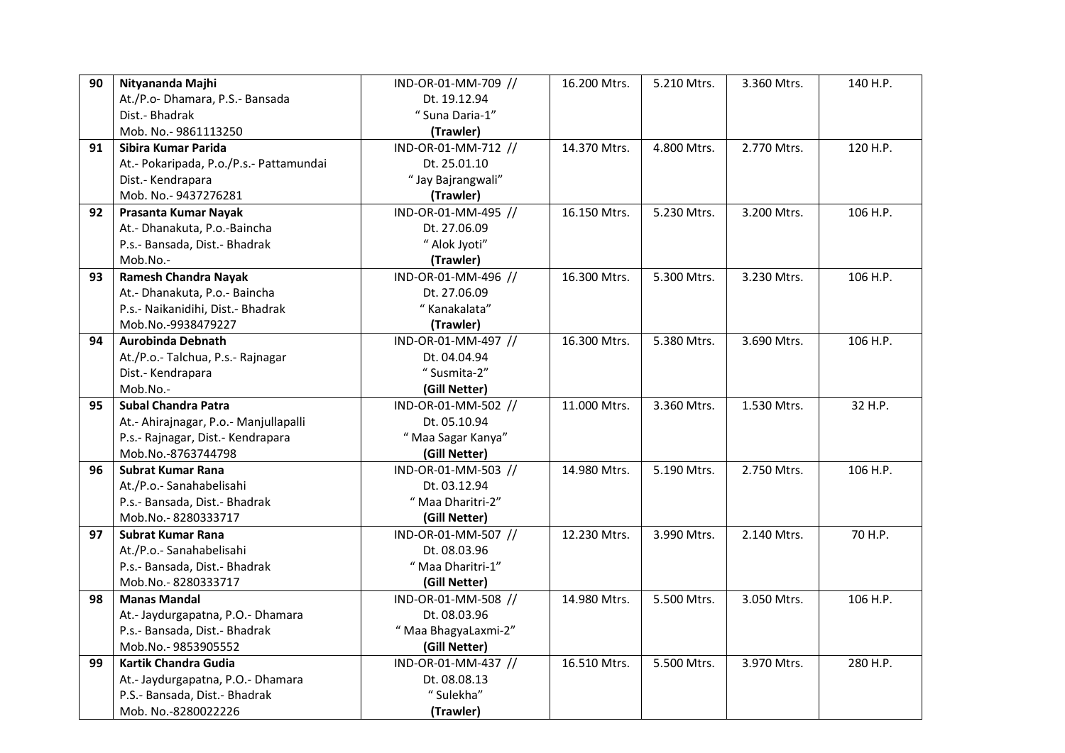| 90 | **Nityananda Majhi**<br>At./P.o- Dhamara, P.S.- Bansada<br>Dist.- Bhadrak<br>Mob. No.- 9861113250 | IND-OR-01-MM-709 //<br>Dt. 19.12.94<br>" Suna Daria-1"<br>**(Trawler)** | 16.200 Mtrs. | 5.210 Mtrs. | 3.360 Mtrs. | 140 H.P. |
|---|---|---|---|---|---|---|
| 91 | **Sibira Kumar Parida**<br>At.- Pokaripada, P.o./P.s.- Pattamundai<br>Dist.- Kendrapara<br>Mob. No.- 9437276281 | IND-OR-01-MM-712 //<br>Dt. 25.01.10<br>" Jay Bajrangwali"<br>**(Trawler)** | 14.370 Mtrs. | 4.800 Mtrs. | 2.770 Mtrs. | 120 H.P. |
| 92 | **Prasanta Kumar Nayak**<br>At.- Dhanakuta, P.o.-Baincha<br>P.s.- Bansada, Dist.- Bhadrak<br>Mob.No.- | IND-OR-01-MM-495 //<br>Dt. 27.06.09<br>" Alok Jyoti"<br>**(Trawler)** | 16.150 Mtrs. | 5.230 Mtrs. | 3.200 Mtrs. | 106 H.P. |
| 93 | **Ramesh Chandra Nayak**<br>At.- Dhanakuta, P.o.- Baincha<br>P.s.- Naikanidihi, Dist.- Bhadrak<br>Mob.No.-9938479227 | IND-OR-01-MM-496 //<br>Dt. 27.06.09<br>" Kanakalata"<br>**(Trawler)** | 16.300 Mtrs. | 5.300 Mtrs. | 3.230 Mtrs. | 106 H.P. |
| 94 | **Aurobinda Debnath**<br>At./P.o.- Talchua, P.s.- Rajnagar<br>Dist.- Kendrapara<br>Mob.No.- | IND-OR-01-MM-497 //<br>Dt. 04.04.94<br>" Susmita-2"<br>**(Gill Netter)** | 16.300 Mtrs. | 5.380 Mtrs. | 3.690 Mtrs. | 106 H.P. |
| 95 | **Subal Chandra Patra**<br>At.- Ahirajnagar, P.o.- Manjullapalli<br>P.s.- Rajnagar, Dist.- Kendrapara<br>Mob.No.-8763744798 | IND-OR-01-MM-502 //<br>Dt. 05.10.94<br>" Maa Sagar Kanya"<br>**(Gill Netter)** | 11.000 Mtrs. | 3.360 Mtrs. | 1.530 Mtrs. | 32 H.P. |
| 96 | **Subrat Kumar Rana**<br>At./P.o.- Sanahabelisahi<br>P.s.- Bansada, Dist.- Bhadrak<br>Mob.No.- 8280333717 | IND-OR-01-MM-503 //<br>Dt. 03.12.94<br>" Maa Dharitri-2"<br>**(Gill Netter)** | 14.980 Mtrs. | 5.190 Mtrs. | 2.750 Mtrs. | 106 H.P. |
| 97 | **Subrat Kumar Rana**<br>At./P.o.- Sanahabelisahi<br>P.s.- Bansada, Dist.- Bhadrak<br>Mob.No.- 8280333717 | IND-OR-01-MM-507 //<br>Dt. 08.03.96<br>" Maa Dharitri-1"<br>**(Gill Netter)** | 12.230 Mtrs. | 3.990 Mtrs. | 2.140 Mtrs. | 70 H.P. |
| 98 | **Manas Mandal**<br>At.- Jaydurgapatna, P.O.- Dhamara<br>P.s.- Bansada, Dist.- Bhadrak<br>Mob.No.- 9853905552 | IND-OR-01-MM-508 //<br>Dt. 08.03.96<br>" Maa BhagyaLaxmi-2"<br>**(Gill Netter)** | 14.980 Mtrs. | 5.500 Mtrs. | 3.050 Mtrs. | 106 H.P. |
| 99 | **Kartik Chandra Gudia**<br>At.- Jaydurgapatna, P.O.- Dhamara<br>P.S.- Bansada, Dist.- Bhadrak<br>Mob. No.-8280022226 | IND-OR-01-MM-437 //<br>Dt. 08.08.13<br>" Sulekha"<br>**(Trawler)** | 16.510 Mtrs. | 5.500 Mtrs. | 3.970 Mtrs. | 280 H.P. |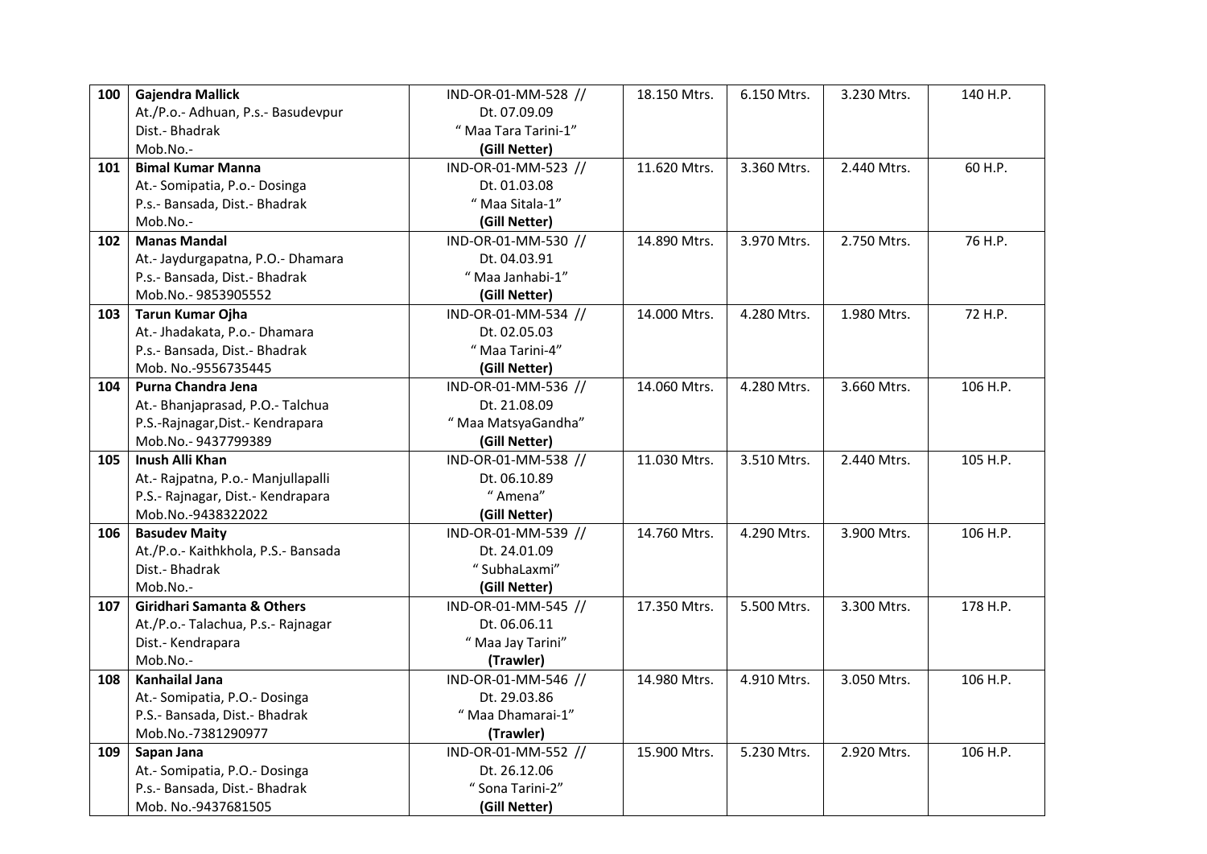| 100 | **Gajendra Mallick**<br>At./P.o.- Adhuan, P.s.- Basudevpur<br>Dist.- Bhadrak<br>Mob.No.- | IND-OR-01-MM-528 //<br>Dt. 07.09.09<br>" Maa Tara Tarini-1"<br>**(Gill Netter)** | 18.150 Mtrs. | 6.150 Mtrs. | 3.230 Mtrs. | 140 H.P. |
|---|---|---|---|---|---|---|
| 101 | **Bimal Kumar Manna**<br>At.- Somipatia, P.o.- Dosinga<br>P.s.- Bansada, Dist.- Bhadrak<br>Mob.No.- | IND-OR-01-MM-523 //<br>Dt. 01.03.08<br>" Maa Sitala-1"<br>**(Gill Netter)** | 11.620 Mtrs. | 3.360 Mtrs. | 2.440 Mtrs. | 60 H.P. |
| 102 | **Manas Mandal**<br>At.- Jaydurgapatna, P.O.- Dhamara<br>P.s.- Bansada, Dist.- Bhadrak<br>Mob.No.- 9853905552 | IND-OR-01-MM-530 //<br>Dt. 04.03.91<br>" Maa Janhabi-1"<br>**(Gill Netter)** | 14.890 Mtrs. | 3.970 Mtrs. | 2.750 Mtrs. | 76 H.P. |
| 103 | **Tarun Kumar Ojha**<br>At.- Jhadakata, P.o.- Dhamara<br>P.s.- Bansada, Dist.- Bhadrak<br>Mob. No.-9556735445 | IND-OR-01-MM-534 //<br>Dt. 02.05.03<br>" Maa Tarini-4"<br>**(Gill Netter)** | 14.000 Mtrs. | 4.280 Mtrs. | 1.980 Mtrs. | 72 H.P. |
| 104 | **Purna Chandra Jena**<br>At.- Bhanjaprasad, P.O.- Talchua<br>P.S.-Rajnagar,Dist.- Kendrapara<br>Mob.No.- 9437799389 | IND-OR-01-MM-536 //<br>Dt. 21.08.09<br>" Maa MatsyaGandha"<br>**(Gill Netter)** | 14.060 Mtrs. | 4.280 Mtrs. | 3.660 Mtrs. | 106 H.P. |
| 105 | **Inush Alli Khan**<br>At.- Rajpatna, P.o.- Manjullapalli<br>P.S.- Rajnagar, Dist.- Kendrapara<br>Mob.No.-9438322022 | IND-OR-01-MM-538 //<br>Dt. 06.10.89<br>" Amena"<br>**(Gill Netter)** | 11.030 Mtrs. | 3.510 Mtrs. | 2.440 Mtrs. | 105 H.P. |
| 106 | **Basudev Maity**<br>At./P.o.- Kaithkhola, P.S.- Bansada<br>Dist.- Bhadrak<br>Mob.No.- | IND-OR-01-MM-539 //<br>Dt. 24.01.09<br>" SubhaLaxmi"<br>**(Gill Netter)** | 14.760 Mtrs. | 4.290 Mtrs. | 3.900 Mtrs. | 106 H.P. |
| 107 | **Giridhari Samanta & Others**<br>At./P.o.- Talachua, P.s.- Rajnagar<br>Dist.- Kendrapara<br>Mob.No.- | IND-OR-01-MM-545 //<br>Dt. 06.06.11<br>" Maa Jay Tarini"<br>**(Trawler)** | 17.350 Mtrs. | 5.500 Mtrs. | 3.300 Mtrs. | 178 H.P. |
| 108 | **Kanhailal Jana**<br>At.- Somipatia, P.O.- Dosinga<br>P.S.- Bansada, Dist.- Bhadrak<br>Mob.No.-7381290977 | IND-OR-01-MM-546 //<br>Dt. 29.03.86<br>" Maa Dhamarai-1"<br>**(Trawler)** | 14.980 Mtrs. | 4.910 Mtrs. | 3.050 Mtrs. | 106 H.P. |
| 109 | **Sapan Jana**<br>At.- Somipatia, P.O.- Dosinga<br>P.s.- Bansada, Dist.- Bhadrak<br>Mob. No.-9437681505 | IND-OR-01-MM-552 //<br>Dt. 26.12.06<br>" Sona Tarini-2"<br>**(Gill Netter)** | 15.900 Mtrs. | 5.230 Mtrs. | 2.920 Mtrs. | 106 H.P. |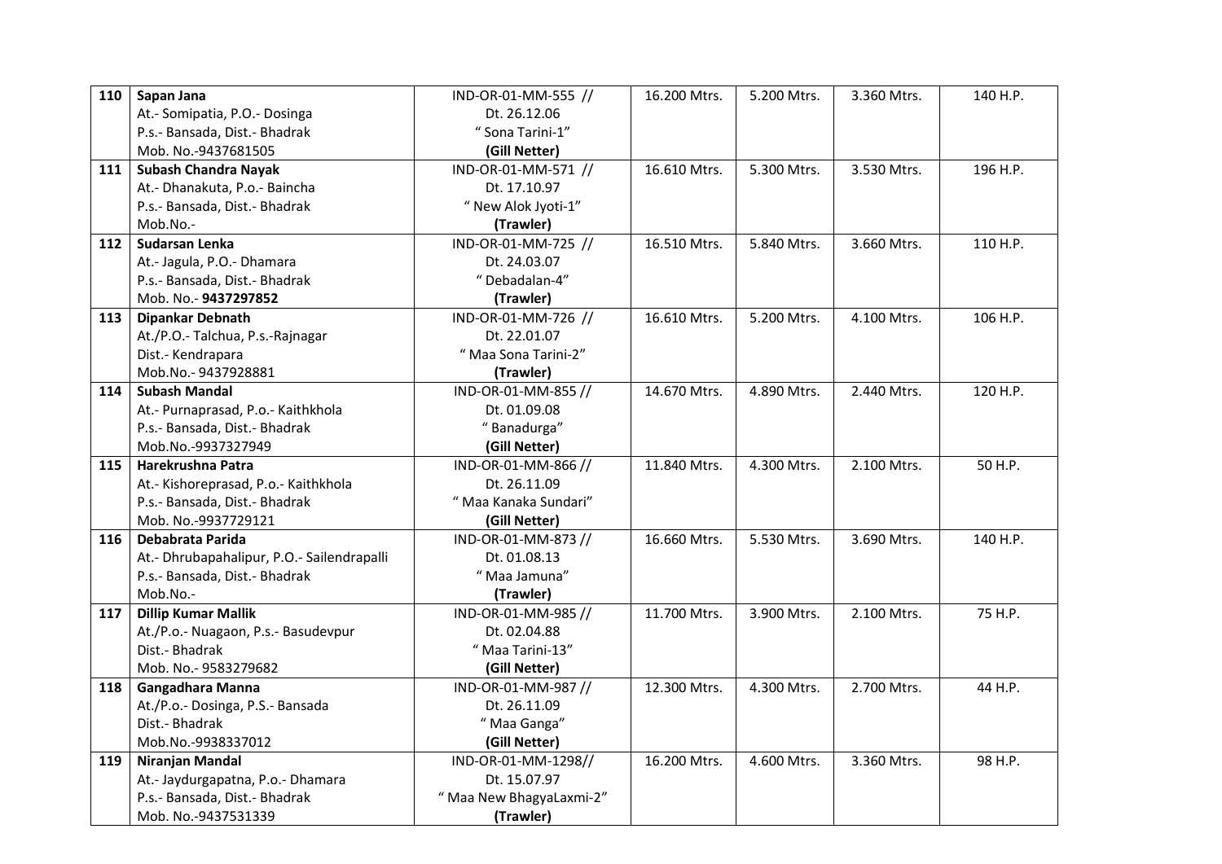| | | | | | | |
|---|---|---|---|---|---|---|
| **110** | **Sapan Jana**<br>At.- Somipatia, P.O.- Dosinga<br>P.s.- Bansada, Dist.- Bhadrak<br>Mob. No.-9437681505 | IND-OR-01-MM-555 //<br>Dt. 26.12.06<br>" Sona Tarini-1"<br>**(Gill Netter)** | 16.200 Mtrs. | 5.200 Mtrs. | 3.360 Mtrs. | 140 H.P. |
| **111** | **Subash Chandra Nayak**<br>At.- Dhanakuta, P.o.- Baincha<br>P.s.- Bansada, Dist.- Bhadrak<br>Mob.No.- | IND-OR-01-MM-571 //<br>Dt. 17.10.97<br>" New Alok Jyoti-1"<br>**(Trawler)** | 16.610 Mtrs. | 5.300 Mtrs. | 3.530 Mtrs. | 196 H.P. |
| **112** | **Sudarsan Lenka**<br>At.- Jagula, P.O.- Dhamara<br>P.s.- Bansada, Dist.- Bhadrak<br>Mob. No.- **9437297852** | IND-OR-01-MM-725 //<br>Dt. 24.03.07<br>" Debadalan-4"<br>**(Trawler)** | 16.510 Mtrs. | 5.840 Mtrs. | 3.660 Mtrs. | 110 H.P. |
| **113** | **Dipankar Debnath**<br>At./P.O.- Talchua, P.s.-Rajnagar<br>Dist.- Kendrapara<br>Mob.No.- 9437928881 | IND-OR-01-MM-726 //<br>Dt. 22.01.07<br>" Maa Sona Tarini-2"<br>**(Trawler)** | 16.610 Mtrs. | 5.200 Mtrs. | 4.100 Mtrs. | 106 H.P. |
| **114** | **Subash Mandal**<br>At.- Purnaprasad, P.o.- Kaithkhola<br>P.s.- Bansada, Dist.- Bhadrak<br>Mob.No.-9937327949 | IND-OR-01-MM-855 //<br>Dt. 01.09.08<br>" Banadurga"<br>**(Gill Netter)** | 14.670 Mtrs. | 4.890 Mtrs. | 2.440 Mtrs. | 120 H.P. |
| **115** | **Harekrushna Patra**<br>At.- Kishoreprasad, P.o.- Kaithkhola<br>P.s.- Bansada, Dist.- Bhadrak<br>Mob. No.-9937729121 | IND-OR-01-MM-866 //<br>Dt. 26.11.09<br>" Maa Kanaka Sundari"<br>**(Gill Netter)** | 11.840 Mtrs. | 4.300 Mtrs. | 2.100 Mtrs. | 50 H.P. |
| **116** | **Debabrata Parida**<br>At.- Dhrubapahalipur, P.O.- Sailendrapalli<br>P.s.- Bansada, Dist.- Bhadrak<br>Mob.No.- | IND-OR-01-MM-873 //<br>Dt. 01.08.13<br>" Maa Jamuna"<br>**(Trawler)** | 16.660 Mtrs. | 5.530 Mtrs. | 3.690 Mtrs. | 140 H.P. |
| **117** | **Dillip Kumar Mallik**<br>At./P.o.- Nuagaon, P.s.- Basudevpur<br>Dist.- Bhadrak<br>Mob. No.- 9583279682 | IND-OR-01-MM-985 //<br>Dt. 02.04.88<br>" Maa Tarini-13"<br>**(Gill Netter)** | 11.700 Mtrs. | 3.900 Mtrs. | 2.100 Mtrs. | 75 H.P. |
| **118** | **Gangadhara Manna**<br>At./P.o.- Dosinga, P.S.- Bansada<br>Dist.- Bhadrak<br>Mob.No.-9938337012 | IND-OR-01-MM-987 //<br>Dt. 26.11.09<br>" Maa Ganga"<br>**(Gill Netter)** | 12.300 Mtrs. | 4.300 Mtrs. | 2.700 Mtrs. | 44 H.P. |
| **119** | **Niranjan Mandal**<br>At.- Jaydurgapatna, P.o.- Dhamara<br>P.s.- Bansada, Dist.- Bhadrak<br>Mob. No.-9437531339 | IND-OR-01-MM-1298//<br>Dt. 15.07.97<br>" Maa New BhagyaLaxmi-2"<br>**(Trawler)** | 16.200 Mtrs. | 4.600 Mtrs. | 3.360 Mtrs. | 98 H.P. |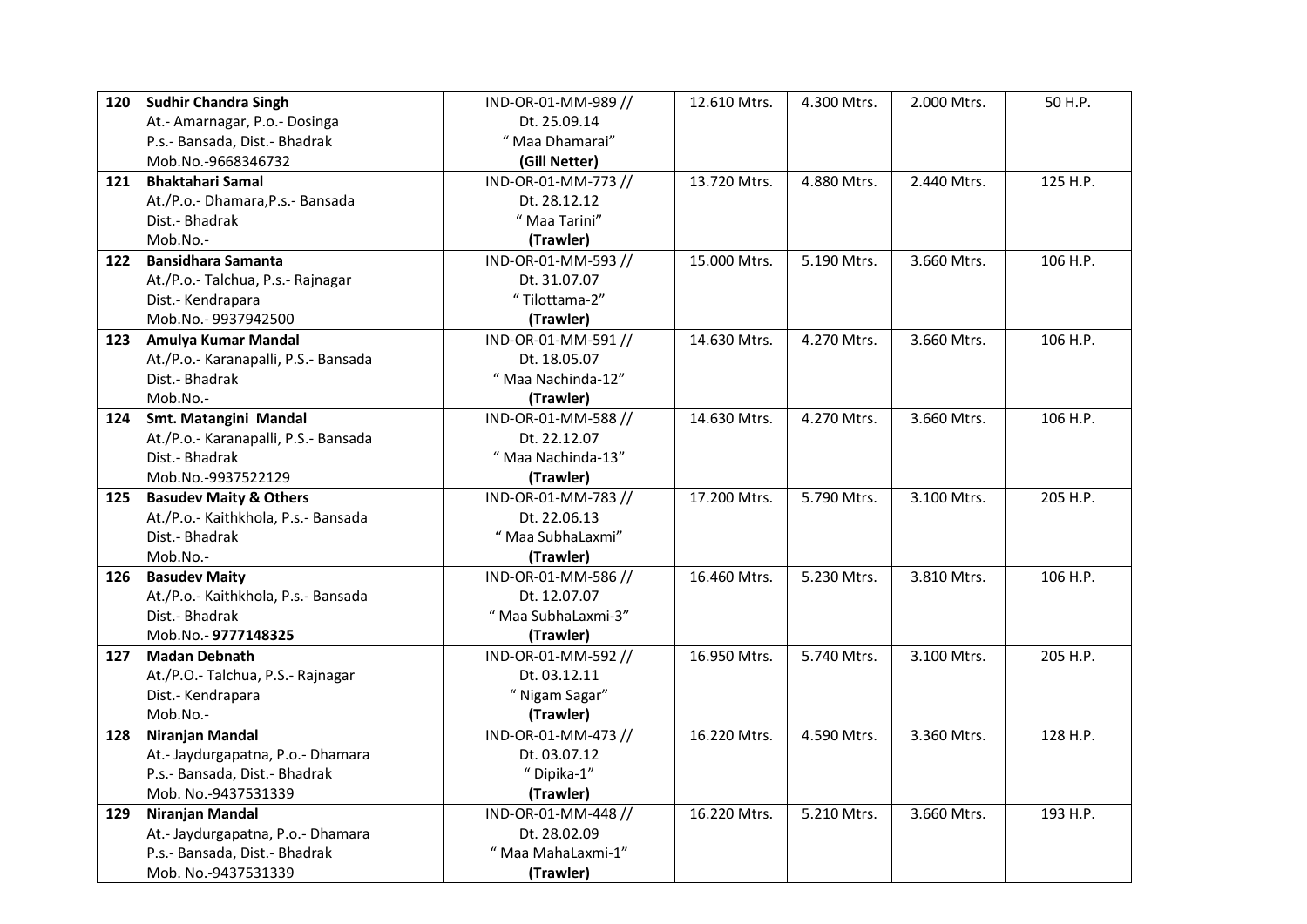| 120 | **Sudhir Chandra Singh**<br>At.- Amarnagar, P.o.- Dosinga<br>P.s.- Bansada, Dist.- Bhadrak<br>Mob.No.-9668346732 | IND-OR-01-MM-989 //<br>Dt. 25.09.14<br>" Maa Dhamarai"<br>**(Gill Netter)** | 12.610 Mtrs. | 4.300 Mtrs. | 2.000 Mtrs. | 50 H.P. |
|---|---|---|---|---|---|---|
| 121 | **Bhaktahari Samal**<br>At./P.o.- Dhamara,P.s.- Bansada<br>Dist.- Bhadrak<br>Mob.No.- | IND-OR-01-MM-773 //<br>Dt. 28.12.12<br>" Maa Tarini"<br>**(Trawler)** | 13.720 Mtrs. | 4.880 Mtrs. | 2.440 Mtrs. | 125 H.P. |
| 122 | **Bansidhara Samanta**<br>At./P.o.- Talchua, P.s.- Rajnagar<br>Dist.- Kendrapara<br>Mob.No.- 9937942500 | IND-OR-01-MM-593 //<br>Dt. 31.07.07<br>" Tilottama-2"<br>**(Trawler)** | 15.000 Mtrs. | 5.190 Mtrs. | 3.660 Mtrs. | 106 H.P. |
| 123 | **Amulya Kumar Mandal**<br>At./P.o.- Karanapalli, P.S.- Bansada<br>Dist.- Bhadrak<br>Mob.No.- | IND-OR-01-MM-591 //<br>Dt. 18.05.07<br>" Maa Nachinda-12"<br>**(Trawler)** | 14.630 Mtrs. | 4.270 Mtrs. | 3.660 Mtrs. | 106 H.P. |
| 124 | **Smt. Matangini Mandal**<br>At./P.o.- Karanapalli, P.S.- Bansada<br>Dist.- Bhadrak<br>Mob.No.-9937522129 | IND-OR-01-MM-588 //<br>Dt. 22.12.07<br>" Maa Nachinda-13"<br>**(Trawler)** | 14.630 Mtrs. | 4.270 Mtrs. | 3.660 Mtrs. | 106 H.P. |
| 125 | **Basudev Maity & Others**<br>At./P.o.- Kaithkhola, P.s.- Bansada<br>Dist.- Bhadrak<br>Mob.No.- | IND-OR-01-MM-783 //<br>Dt. 22.06.13<br>" Maa SubhaLaxmi"<br>**(Trawler)** | 17.200 Mtrs. | 5.790 Mtrs. | 3.100 Mtrs. | 205 H.P. |
| 126 | **Basudev Maity**<br>At./P.o.- Kaithkhola, P.s.- Bansada<br>Dist.- Bhadrak<br>Mob.No.- **9777148325** | IND-OR-01-MM-586 //<br>Dt. 12.07.07<br>" Maa SubhaLaxmi-3"<br>**(Trawler)** | 16.460 Mtrs. | 5.230 Mtrs. | 3.810 Mtrs. | 106 H.P. |
| 127 | **Madan Debnath**<br>At./P.O.- Talchua, P.S.- Rajnagar<br>Dist.- Kendrapara<br>Mob.No.- | IND-OR-01-MM-592 //<br>Dt. 03.12.11<br>" Nigam Sagar"<br>**(Trawler)** | 16.950 Mtrs. | 5.740 Mtrs. | 3.100 Mtrs. | 205 H.P. |
| 128 | **Niranjan Mandal**<br>At.- Jaydurgapatna, P.o.- Dhamara<br>P.s.- Bansada, Dist.- Bhadrak<br>Mob. No.-9437531339 | IND-OR-01-MM-473 //<br>Dt. 03.07.12<br>" Dipika-1"<br>**(Trawler)** | 16.220 Mtrs. | 4.590 Mtrs. | 3.360 Mtrs. | 128 H.P. |
| 129 | **Niranjan Mandal**<br>At.- Jaydurgapatna, P.o.- Dhamara<br>P.s.- Bansada, Dist.- Bhadrak<br>Mob. No.-9437531339 | IND-OR-01-MM-448 //<br>Dt. 28.02.09<br>" Maa MahaLaxmi-1"<br>**(Trawler)** | 16.220 Mtrs. | 5.210 Mtrs. | 3.660 Mtrs. | 193 H.P. |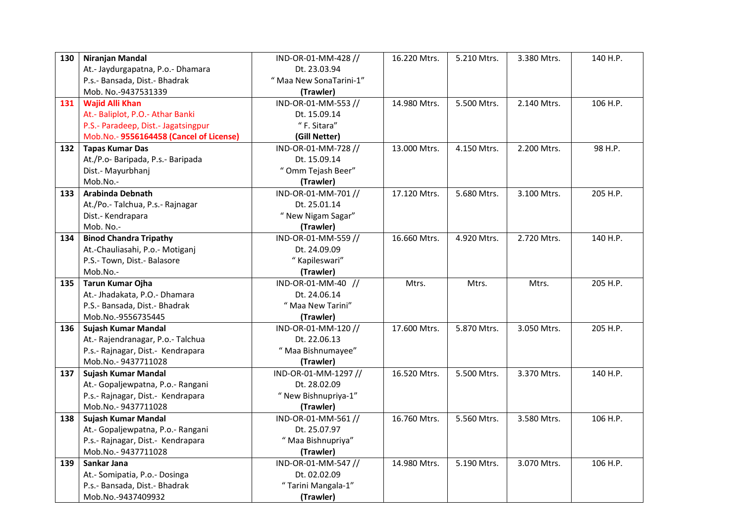| 130 | **Niranjan Mandal**<br>At.- Jaydurgapatna, P.o.- Dhamara<br>P.s.- Bansada, Dist.- Bhadrak<br>Mob. No.-9437531339 | IND-OR-01-MM-428 //<br>Dt. 23.03.94<br>" Maa New SonaTarini-1"<br>**(Trawler)** | 16.220 Mtrs. | 5.210 Mtrs. | 3.380 Mtrs. | 140 H.P. |
|---|---|---|---|---|---|---|
| 131 | **Wajid Alli Khan**<br>At.- Baliplot, P.O.- Athar Banki<br>P.S.- Paradeep, Dist.- Jagatsingpur<br>Mob.No.- **9556164458 (Cancel of License)** | IND-OR-01-MM-553 //<br>Dt. 15.09.14<br>" F. Sitara"<br>**(Gill Netter)** | 14.980 Mtrs. | 5.500 Mtrs. | 2.140 Mtrs. | 106 H.P. |
| 132 | **Tapas Kumar Das**<br>At./P.o- Baripada, P.s.- Baripada<br>Dist.- Mayurbhanj<br>Mob.No.- | IND-OR-01-MM-728 //<br>Dt. 15.09.14<br>" Omm Tejash Beer"<br>**(Trawler)** | 13.000 Mtrs. | 4.150 Mtrs. | 2.200 Mtrs. | 98 H.P. |
| 133 | **Arabinda Debnath**<br>At./Po.- Talchua, P.s.- Rajnagar<br>Dist.- Kendrapara<br>Mob. No.- | IND-OR-01-MM-701 //<br>Dt. 25.01.14<br>" New Nigam Sagar"<br>**(Trawler)** | 17.120 Mtrs. | 5.680 Mtrs. | 3.100 Mtrs. | 205 H.P. |
| 134 | **Binod Chandra Tripathy**<br>At.-Chauliasahi, P.o.- Motiganj<br>P.S.- Town, Dist.- Balasore<br>Mob.No.- | IND-OR-01-MM-559 //<br>Dt. 24.09.09<br>" Kapileswari"<br>**(Trawler)** | 16.660 Mtrs. | 4.920 Mtrs. | 2.720 Mtrs. | 140 H.P. |
| 135 | **Tarun Kumar Ojha**<br>At.- Jhadakata, P.O.- Dhamara<br>P.S.- Bansada, Dist.- Bhadrak<br>Mob.No.-9556735445 | IND-OR-01-MM-40 //<br>Dt. 24.06.14<br>" Maa New Tarini"<br>**(Trawler)** | Mtrs. | Mtrs. | Mtrs. | 205 H.P. |
| 136 | **Sujash Kumar Mandal**<br>At.- Rajendranagar, P.o.- Talchua<br>P.s.- Rajnagar, Dist.- Kendrapara<br>Mob.No.- 9437711028 | IND-OR-01-MM-120 //<br>Dt. 22.06.13<br>" Maa Bishnumayee"<br>**(Trawler)** | 17.600 Mtrs. | 5.870 Mtrs. | 3.050 Mtrs. | 205 H.P. |
| 137 | **Sujash Kumar Mandal**<br>At.- Gopaljewpatna, P.o.- Rangani<br>P.s.- Rajnagar, Dist.- Kendrapara<br>Mob.No.- 9437711028 | IND-OR-01-MM-1297 //<br>Dt. 28.02.09<br>" New Bishnupriya-1"<br>**(Trawler)** | 16.520 Mtrs. | 5.500 Mtrs. | 3.370 Mtrs. | 140 H.P. |
| 138 | **Sujash Kumar Mandal**<br>At.- Gopaljewpatna, P.o.- Rangani<br>P.s.- Rajnagar, Dist.- Kendrapara<br>Mob.No.- 9437711028 | IND-OR-01-MM-561 //<br>Dt. 25.07.97<br>" Maa Bishnupriya"<br>**(Trawler)** | 16.760 Mtrs. | 5.560 Mtrs. | 3.580 Mtrs. | 106 H.P. |
| 139 | **Sankar Jana**<br>At.- Somipatia, P.o.- Dosinga<br>P.s.- Bansada, Dist.- Bhadrak<br>Mob.No.-9437409932 | IND-OR-01-MM-547 //<br>Dt. 02.02.09<br>" Tarini Mangala-1"<br>**(Trawler)** | 14.980 Mtrs. | 5.190 Mtrs. | 3.070 Mtrs. | 106 H.P. |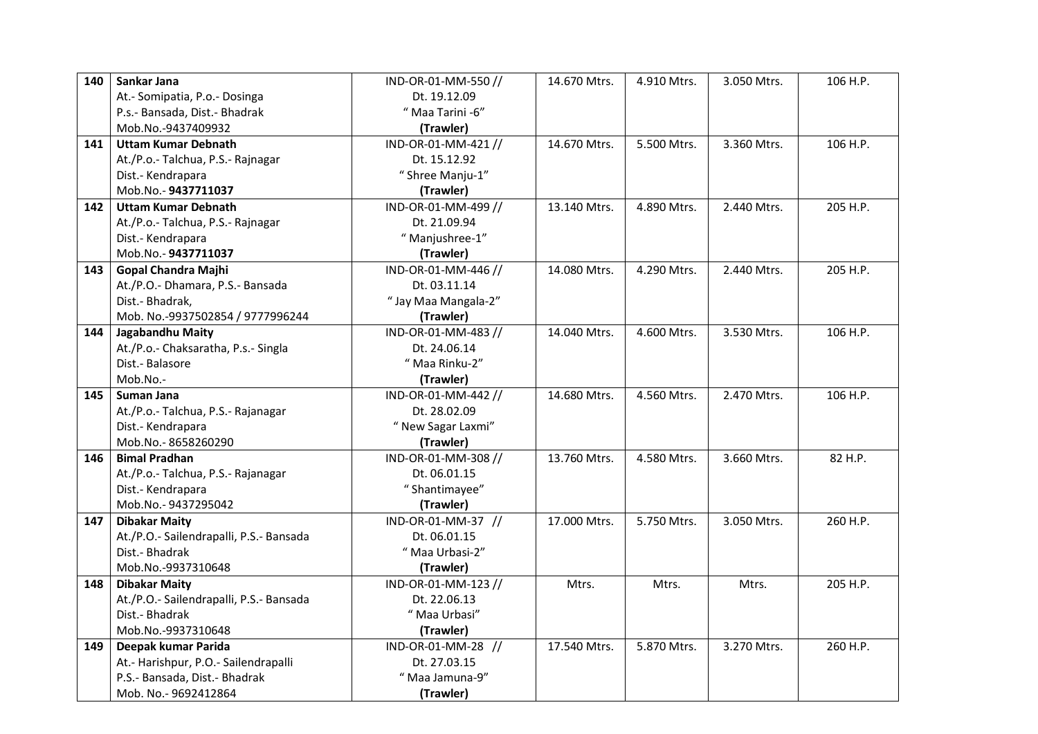| 140 | **Sankar Jana**<br>At.- Somipatia, P.o.- Dosinga<br>P.s.- Bansada, Dist.- Bhadrak<br>Mob.No.-9437409932 | IND-OR-01-MM-550 //<br>Dt. 19.12.09<br>" Maa Tarini -6"<br>**(Trawler)** | 14.670 Mtrs. | 4.910 Mtrs. | 3.050 Mtrs. | 106 H.P. |
|---|---|---|---|---|---|---|
| 141 | **Uttam Kumar Debnath**<br>At./P.o.- Talchua, P.S.- Rajnagar<br>Dist.- Kendrapara<br>Mob.No.- **9437711037** | IND-OR-01-MM-421 //<br>Dt. 15.12.92<br>" Shree Manju-1"<br>**(Trawler)** | 14.670 Mtrs. | 5.500 Mtrs. | 3.360 Mtrs. | 106 H.P. |
| 142 | **Uttam Kumar Debnath**<br>At./P.o.- Talchua, P.S.- Rajnagar<br>Dist.- Kendrapara<br>Mob.No.- **9437711037** | IND-OR-01-MM-499 //<br>Dt. 21.09.94<br>" Manjushree-1"<br>**(Trawler)** | 13.140 Mtrs. | 4.890 Mtrs. | 2.440 Mtrs. | 205 H.P. |
| 143 | **Gopal Chandra Majhi**<br>At./P.O.- Dhamara, P.S.- Bansada<br>Dist.- Bhadrak,<br>Mob. No.-9937502854 / 9777996244 | IND-OR-01-MM-446 //<br>Dt. 03.11.14<br>" Jay Maa Mangala-2"<br>**(Trawler)** | 14.080 Mtrs. | 4.290 Mtrs. | 2.440 Mtrs. | 205 H.P. |
| 144 | **Jagabandhu Maity**<br>At./P.o.- Chaksaratha, P.s.- Singla<br>Dist.- Balasore<br>Mob.No.- | IND-OR-01-MM-483 //<br>Dt. 24.06.14<br>" Maa Rinku-2"<br>**(Trawler)** | 14.040 Mtrs. | 4.600 Mtrs. | 3.530 Mtrs. | 106 H.P. |
| 145 | **Suman Jana**<br>At./P.o.- Talchua, P.S.- Rajanagar<br>Dist.- Kendrapara<br>Mob.No.- 8658260290 | IND-OR-01-MM-442 //<br>Dt. 28.02.09<br>" New Sagar Laxmi"<br>**(Trawler)** | 14.680 Mtrs. | 4.560 Mtrs. | 2.470 Mtrs. | 106 H.P. |
| 146 | **Bimal Pradhan**<br>At./P.o.- Talchua, P.S.- Rajanagar<br>Dist.- Kendrapara<br>Mob.No.- 9437295042 | IND-OR-01-MM-308 //<br>Dt. 06.01.15<br>" Shantimayee"<br>**(Trawler)** | 13.760 Mtrs. | 4.580 Mtrs. | 3.660 Mtrs. | 82 H.P. |
| 147 | **Dibakar Maity**<br>At./P.O.- Sailendrapalli, P.S.- Bansada<br>Dist.- Bhadrak<br>Mob.No.-9937310648 | IND-OR-01-MM-37 //<br>Dt. 06.01.15<br>" Maa Urbasi-2"<br>**(Trawler)** | 17.000 Mtrs. | 5.750 Mtrs. | 3.050 Mtrs. | 260 H.P. |
| 148 | **Dibakar Maity**<br>At./P.O.- Sailendrapalli, P.S.- Bansada<br>Dist.- Bhadrak<br>Mob.No.-9937310648 | IND-OR-01-MM-123 //<br>Dt. 22.06.13<br>" Maa Urbasi"<br>**(Trawler)** | Mtrs. | Mtrs. | Mtrs. | 205 H.P. |
| 149 | **Deepak kumar Parida**<br>At.- Harishpur, P.O.- Sailendrapalli<br>P.S.- Bansada, Dist.- Bhadrak<br>Mob. No.- 9692412864 | IND-OR-01-MM-28 //<br>Dt. 27.03.15<br>" Maa Jamuna-9"<br>**(Trawler)** | 17.540 Mtrs. | 5.870 Mtrs. | 3.270 Mtrs. | 260 H.P. |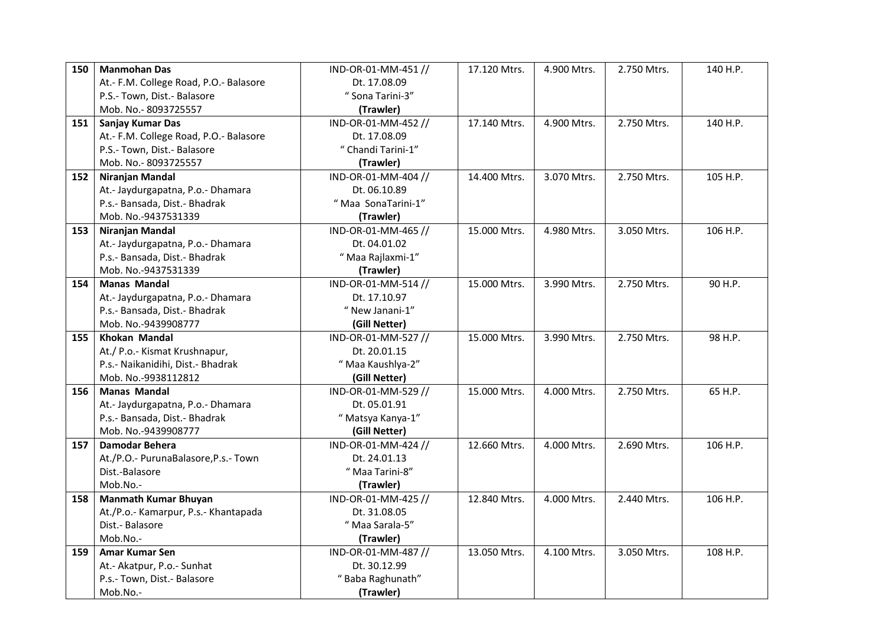| 150 | **Manmohan Das**<br>At.- F.M. College Road, P.O.- Balasore<br>P.S.- Town, Dist.- Balasore<br>Mob. No.- 8093725557 | IND-OR-01-MM-451 //<br>Dt. 17.08.09<br>" Sona Tarini-3"<br>**(Trawler)** | 17.120 Mtrs. | 4.900 Mtrs. | 2.750 Mtrs. | 140 H.P. |
|---|---|---|---|---|---|---|
| 151 | **Sanjay Kumar Das**<br>At.- F.M. College Road, P.O.- Balasore<br>P.S.- Town, Dist.- Balasore<br>Mob. No.- 8093725557 | IND-OR-01-MM-452 //<br>Dt. 17.08.09<br>" Chandi Tarini-1"<br>**(Trawler)** | 17.140 Mtrs. | 4.900 Mtrs. | 2.750 Mtrs. | 140 H.P. |
| 152 | **Niranjan Mandal**<br>At.- Jaydurgapatna, P.o.- Dhamara<br>P.s.- Bansada, Dist.- Bhadrak<br>Mob. No.-9437531339 | IND-OR-01-MM-404 //<br>Dt. 06.10.89<br>" Maa SonaTarini-1"<br>**(Trawler)** | 14.400 Mtrs. | 3.070 Mtrs. | 2.750 Mtrs. | 105 H.P. |
| 153 | **Niranjan Mandal**<br>At.- Jaydurgapatna, P.o.- Dhamara<br>P.s.- Bansada, Dist.- Bhadrak<br>Mob. No.-9437531339 | IND-OR-01-MM-465 //<br>Dt. 04.01.02<br>" Maa Rajlaxmi-1"<br>**(Trawler)** | 15.000 Mtrs. | 4.980 Mtrs. | 3.050 Mtrs. | 106 H.P. |
| 154 | **Manas Mandal**<br>At.- Jaydurgapatna, P.o.- Dhamara<br>P.s.- Bansada, Dist.- Bhadrak<br>Mob. No.-9439908777 | IND-OR-01-MM-514 //<br>Dt. 17.10.97<br>" New Janani-1"<br>**(Gill Netter)** | 15.000 Mtrs. | 3.990 Mtrs. | 2.750 Mtrs. | 90 H.P. |
| 155 | **Khokan Mandal**<br>At./ P.o.- Kismat Krushnapur,<br>P.s.- Naikanidihi, Dist.- Bhadrak<br>Mob. No.-9938112812 | IND-OR-01-MM-527 //<br>Dt. 20.01.15<br>" Maa Kaushlya-2"<br>**(Gill Netter)** | 15.000 Mtrs. | 3.990 Mtrs. | 2.750 Mtrs. | 98 H.P. |
| 156 | **Manas Mandal**<br>At.- Jaydurgapatna, P.o.- Dhamara<br>P.s.- Bansada, Dist.- Bhadrak<br>Mob. No.-9439908777 | IND-OR-01-MM-529 //<br>Dt. 05.01.91<br>" Matsya Kanya-1"<br>**(Gill Netter)** | 15.000 Mtrs. | 4.000 Mtrs. | 2.750 Mtrs. | 65 H.P. |
| 157 | **Damodar Behera**<br>At./P.O.- PurunaBalasore,P.s.- Town<br>Dist.-Balasore<br>Mob.No.- | IND-OR-01-MM-424 //<br>Dt. 24.01.13<br>" Maa Tarini-8"<br>**(Trawler)** | 12.660 Mtrs. | 4.000 Mtrs. | 2.690 Mtrs. | 106 H.P. |
| 158 | **Manmath Kumar Bhuyan**<br>At./P.o.- Kamarpur, P.s.- Khantapada<br>Dist.- Balasore<br>Mob.No.- | IND-OR-01-MM-425 //<br>Dt. 31.08.05<br>" Maa Sarala-5"<br>**(Trawler)** | 12.840 Mtrs. | 4.000 Mtrs. | 2.440 Mtrs. | 106 H.P. |
| 159 | **Amar Kumar Sen**<br>At.- Akatpur, P.o.- Sunhat<br>P.s.- Town, Dist.- Balasore<br>Mob.No.- | IND-OR-01-MM-487 //<br>Dt. 30.12.99<br>" Baba Raghunath"<br>**(Trawler)** | 13.050 Mtrs. | 4.100 Mtrs. | 3.050 Mtrs. | 108 H.P. |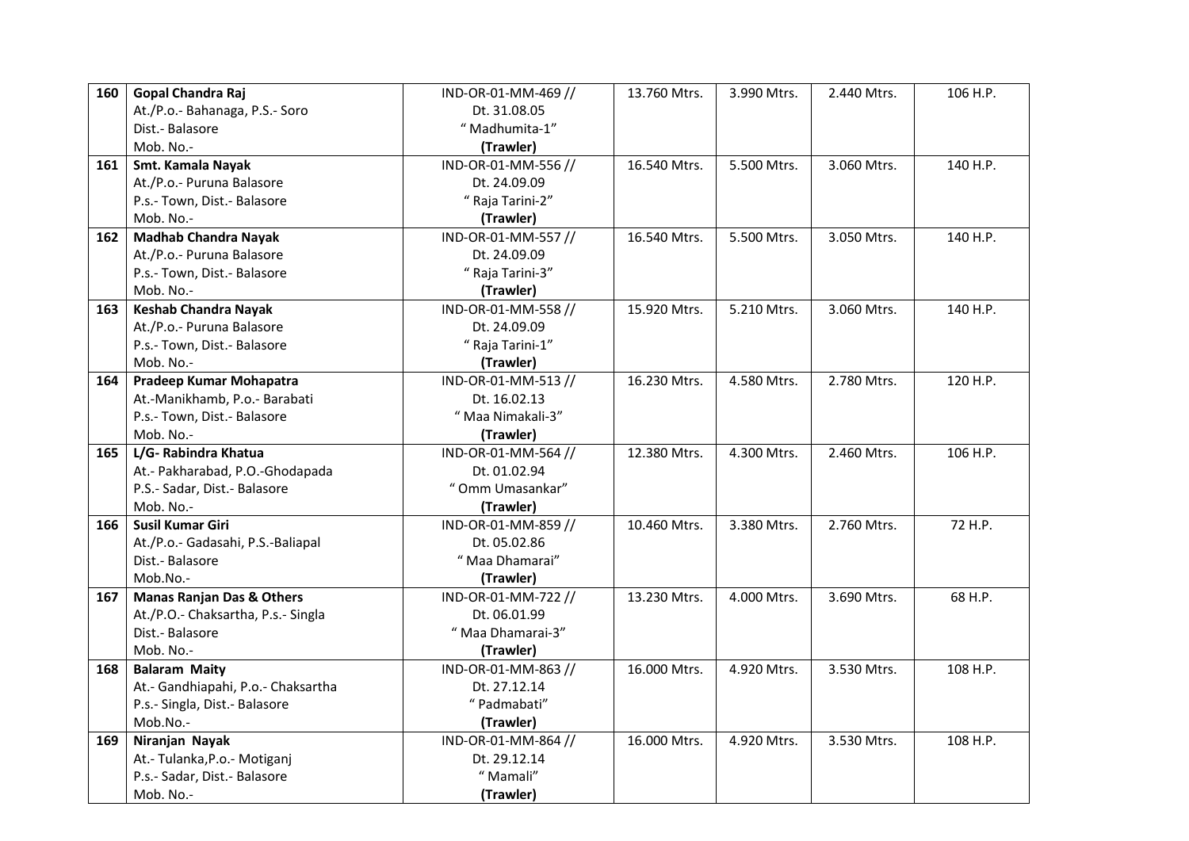| | | | | | | |
|---|---|---|---|---|---|---|
| 160 | **Gopal Chandra Raj**<br>At./P.o.- Bahanaga, P.S.- Soro<br>Dist.- Balasore<br>Mob. No.- | IND-OR-01-MM-469 //<br>Dt. 31.08.05<br>" Madhumita-1"<br>**(Trawler)** | 13.760 Mtrs. | 3.990 Mtrs. | 2.440 Mtrs. | 106 H.P. |
| 161 | **Smt. Kamala Nayak**<br>At./P.o.- Puruna Balasore<br>P.s.- Town, Dist.- Balasore<br>Mob. No.- | IND-OR-01-MM-556 //<br>Dt. 24.09.09<br>" Raja Tarini-2"<br>**(Trawler)** | 16.540 Mtrs. | 5.500 Mtrs. | 3.060 Mtrs. | 140 H.P. |
| 162 | **Madhab Chandra Nayak**<br>At./P.o.- Puruna Balasore<br>P.s.- Town, Dist.- Balasore<br>Mob. No.- | IND-OR-01-MM-557 //<br>Dt. 24.09.09<br>" Raja Tarini-3"<br>**(Trawler)** | 16.540 Mtrs. | 5.500 Mtrs. | 3.050 Mtrs. | 140 H.P. |
| 163 | **Keshab Chandra Nayak**<br>At./P.o.- Puruna Balasore<br>P.s.- Town, Dist.- Balasore<br>Mob. No.- | IND-OR-01-MM-558 //<br>Dt. 24.09.09<br>" Raja Tarini-1"<br>**(Trawler)** | 15.920 Mtrs. | 5.210 Mtrs. | 3.060 Mtrs. | 140 H.P. |
| 164 | **Pradeep Kumar Mohapatra**<br>At.-Manikhamb, P.o.- Barabati<br>P.s.- Town, Dist.- Balasore<br>Mob. No.- | IND-OR-01-MM-513 //<br>Dt. 16.02.13<br>" Maa Nimakali-3"<br>**(Trawler)** | 16.230 Mtrs. | 4.580 Mtrs. | 2.780 Mtrs. | 120 H.P. |
| 165 | **L/G- Rabindra Khatua**<br>At.- Pakharabad, P.O.-Ghodapada<br>P.S.- Sadar, Dist.- Balasore<br>Mob. No.- | IND-OR-01-MM-564 //<br>Dt. 01.02.94<br>" Omm Umasankar"<br>**(Trawler)** | 12.380 Mtrs. | 4.300 Mtrs. | 2.460 Mtrs. | 106 H.P. |
| 166 | **Susil Kumar Giri**<br>At./P.o.- Gadasahi, P.S.-Baliapal<br>Dist.- Balasore<br>Mob.No.- | IND-OR-01-MM-859 //<br>Dt. 05.02.86<br>" Maa Dhamarai"<br>**(Trawler)** | 10.460 Mtrs. | 3.380 Mtrs. | 2.760 Mtrs. | 72 H.P. |
| 167 | **Manas Ranjan Das & Others**<br>At./P.O.- Chaksartha, P.s.- Singla<br>Dist.- Balasore<br>Mob. No.- | IND-OR-01-MM-722 //<br>Dt. 06.01.99<br>" Maa Dhamarai-3"<br>**(Trawler)** | 13.230 Mtrs. | 4.000 Mtrs. | 3.690 Mtrs. | 68 H.P. |
| 168 | **Balaram Maity**<br>At.- Gandhiapahi, P.o.- Chaksartha<br>P.s.- Singla, Dist.- Balasore<br>Mob.No.- | IND-OR-01-MM-863 //<br>Dt. 27.12.14<br>" Padmabati"<br>**(Trawler)** | 16.000 Mtrs. | 4.920 Mtrs. | 3.530 Mtrs. | 108 H.P. |
| 169 | **Niranjan Nayak**<br>At.- Tulanka,P.o.- Motiganj<br>P.s.- Sadar, Dist.- Balasore<br>Mob. No.- | IND-OR-01-MM-864 //<br>Dt. 29.12.14<br>" Mamali"<br>**(Trawler)** | 16.000 Mtrs. | 4.920 Mtrs. | 3.530 Mtrs. | 108 H.P. |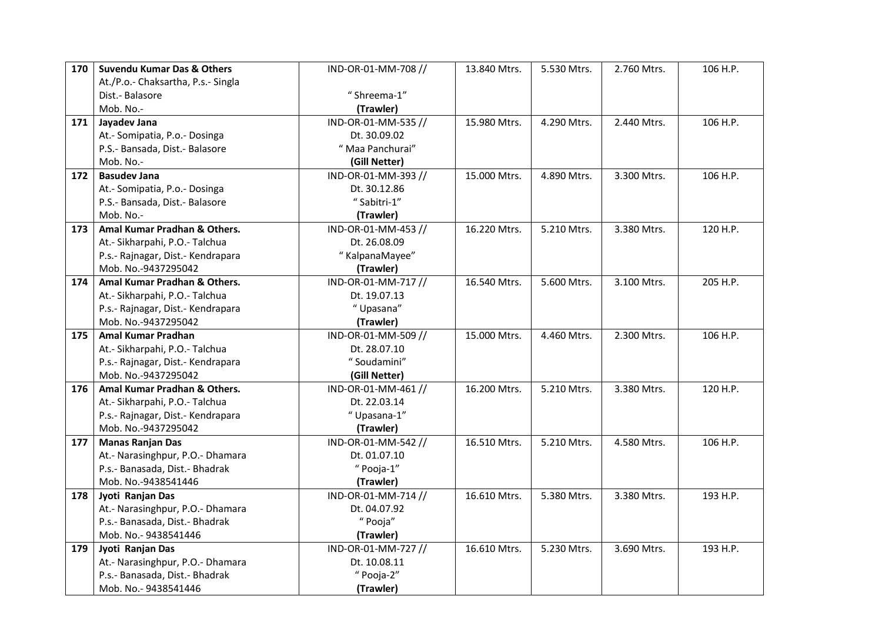| 170 | **Suvendu Kumar Das & Others**<br>At./P.o.- Chaksartha, P.s.- Singla<br>Dist.- Balasore<br>Mob. No.- | IND-OR-01-MM-708 //<br><br>" Shreema-1"<br>**(Trawler)** | 13.840 Mtrs. | 5.530 Mtrs. | 2.760 Mtrs. | 106 H.P. |
|---|---|---|---|---|---|---|
| 171 | **Jayadev Jana**<br>At.- Somipatia, P.o.- Dosinga<br>P.S.- Bansada, Dist.- Balasore<br>Mob. No.- | IND-OR-01-MM-535 //<br>Dt. 30.09.02<br>" Maa Panchurai"<br>**(Gill Netter)** | 15.980 Mtrs. | 4.290 Mtrs. | 2.440 Mtrs. | 106 H.P. |
| 172 | **Basudev Jana**<br>At.- Somipatia, P.o.- Dosinga<br>P.S.- Bansada, Dist.- Balasore<br>Mob. No.- | IND-OR-01-MM-393 //<br>Dt. 30.12.86<br>" Sabitri-1"<br>**(Trawler)** | 15.000 Mtrs. | 4.890 Mtrs. | 3.300 Mtrs. | 106 H.P. |
| 173 | **Amal Kumar Pradhan & Others.**<br>At.- Sikharpahi, P.O.- Talchua<br>P.s.- Rajnagar, Dist.- Kendrapara<br>Mob. No.-9437295042 | IND-OR-01-MM-453 //<br>Dt. 26.08.09<br>" KalpanaMayee"<br>**(Trawler)** | 16.220 Mtrs. | 5.210 Mtrs. | 3.380 Mtrs. | 120 H.P. |
| 174 | **Amal Kumar Pradhan & Others.**<br>At.- Sikharpahi, P.O.- Talchua<br>P.s.- Rajnagar, Dist.- Kendrapara<br>Mob. No.-9437295042 | IND-OR-01-MM-717 //<br>Dt. 19.07.13<br>" Upasana"<br>**(Trawler)** | 16.540 Mtrs. | 5.600 Mtrs. | 3.100 Mtrs. | 205 H.P. |
| 175 | **Amal Kumar Pradhan**<br>At.- Sikharpahi, P.O.- Talchua<br>P.s.- Rajnagar, Dist.- Kendrapara<br>Mob. No.-9437295042 | IND-OR-01-MM-509 //<br>Dt. 28.07.10<br>" Soudamini"<br>**(Gill Netter)** | 15.000 Mtrs. | 4.460 Mtrs. | 2.300 Mtrs. | 106 H.P. |
| 176 | **Amal Kumar Pradhan & Others.**<br>At.- Sikharpahi, P.O.- Talchua<br>P.s.- Rajnagar, Dist.- Kendrapara<br>Mob. No.-9437295042 | IND-OR-01-MM-461 //<br>Dt. 22.03.14<br>" Upasana-1"<br>**(Trawler)** | 16.200 Mtrs. | 5.210 Mtrs. | 3.380 Mtrs. | 120 H.P. |
| 177 | **Manas Ranjan Das**<br>At.- Narasinghpur, P.O.- Dhamara<br>P.s.- Banasada, Dist.- Bhadrak<br>Mob. No.-9438541446 | IND-OR-01-MM-542 //<br>Dt. 01.07.10<br>" Pooja-1"<br>**(Trawler)** | 16.510 Mtrs. | 5.210 Mtrs. | 4.580 Mtrs. | 106 H.P. |
| 178 | **Jyoti Ranjan Das**<br>At.- Narasinghpur, P.O.- Dhamara<br>P.s.- Banasada, Dist.- Bhadrak<br>Mob. No.- 9438541446 | IND-OR-01-MM-714 //<br>Dt. 04.07.92<br>" Pooja"<br>**(Trawler)** | 16.610 Mtrs. | 5.380 Mtrs. | 3.380 Mtrs. | 193 H.P. |
| 179 | **Jyoti Ranjan Das**<br>At.- Narasinghpur, P.O.- Dhamara<br>P.s.- Banasada, Dist.- Bhadrak<br>Mob. No.- 9438541446 | IND-OR-01-MM-727 //<br>Dt. 10.08.11<br>" Pooja-2"<br>**(Trawler)** | 16.610 Mtrs. | 5.230 Mtrs. | 3.690 Mtrs. | 193 H.P. |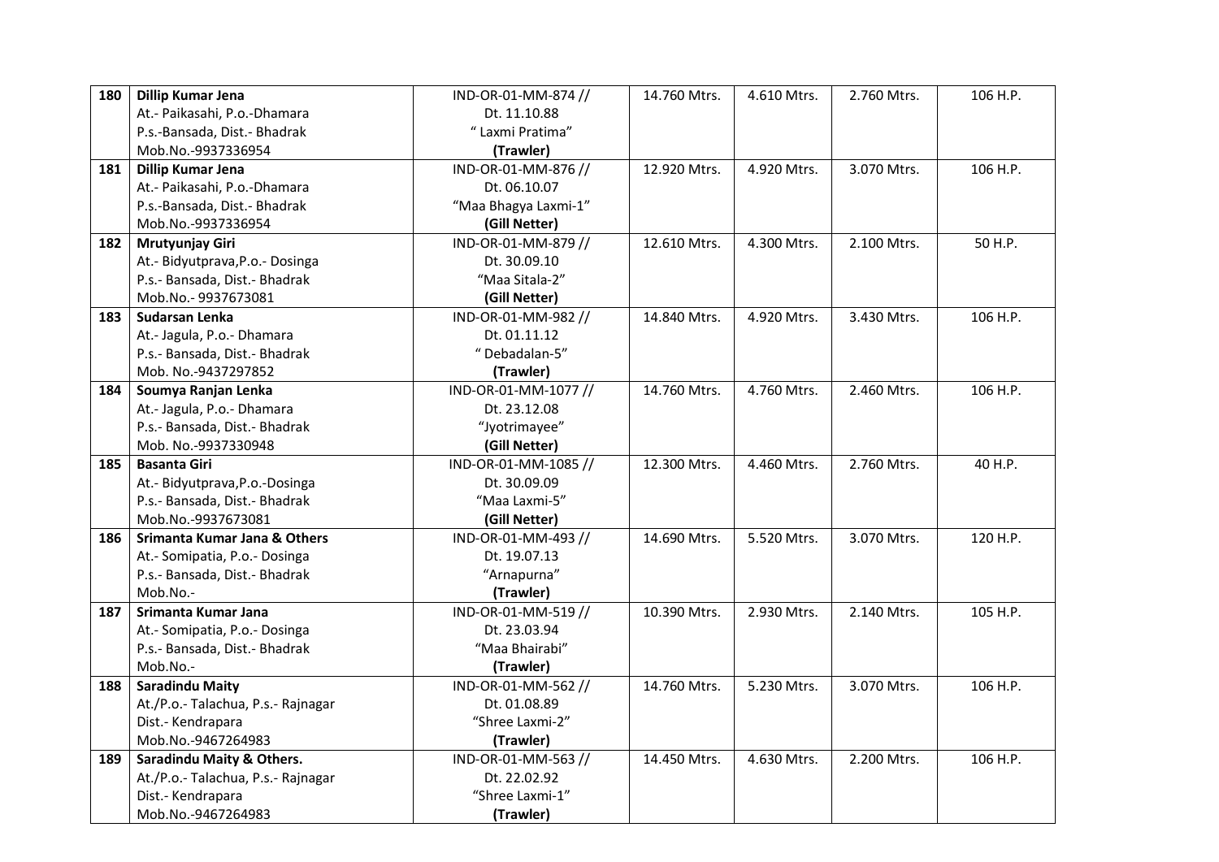| | | | | | | |
|---|---|---|---|---|---|---|
| **180** | **Dillip Kumar Jena**<br>At.- Paikasahi, P.o.-Dhamara<br>P.s.-Bansada, Dist.- Bhadrak<br>Mob.No.-9937336954 | IND-OR-01-MM-874 //<br>Dt. 11.10.88<br>" Laxmi Pratima"<br>**(Trawler)** | 14.760 Mtrs. | 4.610 Mtrs. | 2.760 Mtrs. | 106 H.P. |
| **181** | **Dillip Kumar Jena**<br>At.- Paikasahi, P.o.-Dhamara<br>P.s.-Bansada, Dist.- Bhadrak<br>Mob.No.-9937336954 | IND-OR-01-MM-876 //<br>Dt. 06.10.07<br>"Maa Bhagya Laxmi-1"<br>**(Gill Netter)** | 12.920 Mtrs. | 4.920 Mtrs. | 3.070 Mtrs. | 106 H.P. |
| **182** | **Mrutyunjay Giri**<br>At.- Bidyutprava,P.o.- Dosinga<br>P.s.- Bansada, Dist.- Bhadrak<br>Mob.No.- 9937673081 | IND-OR-01-MM-879 //<br>Dt. 30.09.10<br>"Maa Sitala-2"<br>**(Gill Netter)** | 12.610 Mtrs. | 4.300 Mtrs. | 2.100 Mtrs. | 50 H.P. |
| **183** | **Sudarsan Lenka**<br>At.- Jagula, P.o.- Dhamara<br>P.s.- Bansada, Dist.- Bhadrak<br>Mob. No.-9437297852 | IND-OR-01-MM-982 //<br>Dt. 01.11.12<br>" Debadalan-5"<br>**(Trawler)** | 14.840 Mtrs. | 4.920 Mtrs. | 3.430 Mtrs. | 106 H.P. |
| **184** | **Soumya Ranjan Lenka**<br>At.- Jagula, P.o.- Dhamara<br>P.s.- Bansada, Dist.- Bhadrak<br>Mob. No.-9937330948 | IND-OR-01-MM-1077 //<br>Dt. 23.12.08<br>"Jyotrimayee"<br>**(Gill Netter)** | 14.760 Mtrs. | 4.760 Mtrs. | 2.460 Mtrs. | 106 H.P. |
| **185** | **Basanta Giri**<br>At.- Bidyutprava,P.o.-Dosinga<br>P.s.- Bansada, Dist.- Bhadrak<br>Mob.No.-9937673081 | IND-OR-01-MM-1085 //<br>Dt. 30.09.09<br>"Maa Laxmi-5"<br>**(Gill Netter)** | 12.300 Mtrs. | 4.460 Mtrs. | 2.760 Mtrs. | 40 H.P. |
| **186** | **Srimanta Kumar Jana & Others**<br>At.- Somipatia, P.o.- Dosinga<br>P.s.- Bansada, Dist.- Bhadrak<br>Mob.No.- | IND-OR-01-MM-493 //<br>Dt. 19.07.13<br>"Arnapurna"<br>**(Trawler)** | 14.690 Mtrs. | 5.520 Mtrs. | 3.070 Mtrs. | 120 H.P. |
| **187** | **Srimanta Kumar Jana**<br>At.- Somipatia, P.o.- Dosinga<br>P.s.- Bansada, Dist.- Bhadrak<br>Mob.No.- | IND-OR-01-MM-519 //<br>Dt. 23.03.94<br>"Maa Bhairabi"<br>**(Trawler)** | 10.390 Mtrs. | 2.930 Mtrs. | 2.140 Mtrs. | 105 H.P. |
| **188** | **Saradindu Maity**<br>At./P.o.- Talachua, P.s.- Rajnagar<br>Dist.- Kendrapara<br>Mob.No.-9467264983 | IND-OR-01-MM-562 //<br>Dt. 01.08.89<br>"Shree Laxmi-2"<br>**(Trawler)** | 14.760 Mtrs. | 5.230 Mtrs. | 3.070 Mtrs. | 106 H.P. |
| **189** | **Saradindu Maity & Others.**<br>At./P.o.- Talachua, P.s.- Rajnagar<br>Dist.- Kendrapara<br>Mob.No.-9467264983 | IND-OR-01-MM-563 //<br>Dt. 22.02.92<br>"Shree Laxmi-1"<br>**(Trawler)** | 14.450 Mtrs. | 4.630 Mtrs. | 2.200 Mtrs. | 106 H.P. |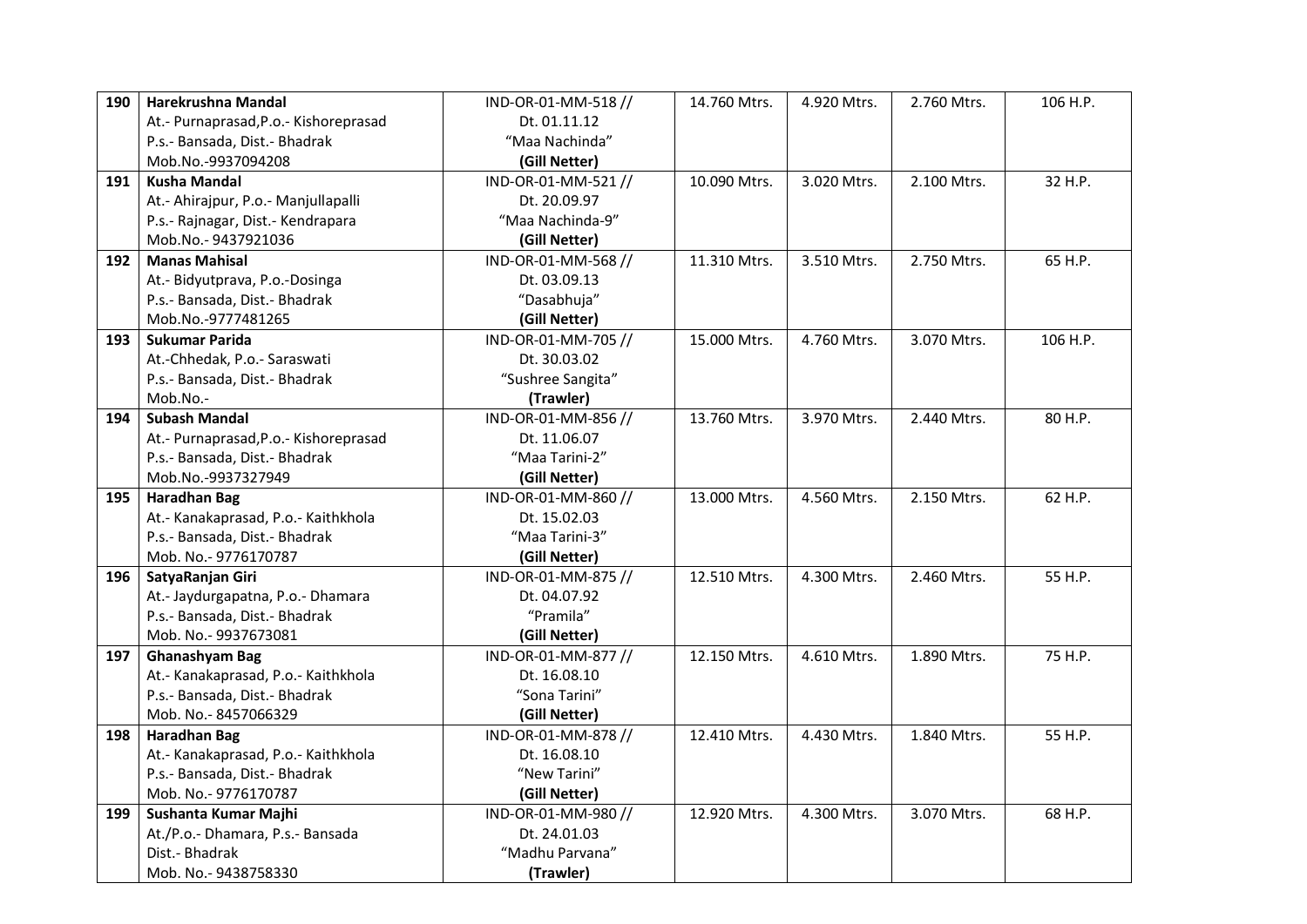| 190 | **Harekrushna Mandal**<br>At.- Purnaprasad,P.o.- Kishoreprasad<br>P.s.- Bansada, Dist.- Bhadrak<br>Mob.No.-9937094208 | IND-OR-01-MM-518 //<br>Dt. 01.11.12<br>"Maa Nachinda"<br>**(Gill Netter)** | 14.760 Mtrs. | 4.920 Mtrs. | 2.760 Mtrs. | 106 H.P. |
|---|---|---|---|---|---|---|
| 191 | **Kusha Mandal**<br>At.- Ahirajpur, P.o.- Manjullapalli<br>P.s.- Rajnagar, Dist.- Kendrapara<br>Mob.No.- 9437921036 | IND-OR-01-MM-521 //<br>Dt. 20.09.97<br>"Maa Nachinda-9"<br>**(Gill Netter)** | 10.090 Mtrs. | 3.020 Mtrs. | 2.100 Mtrs. | 32 H.P. |
| 192 | **Manas Mahisal**<br>At.- Bidyutprava, P.o.-Dosinga<br>P.s.- Bansada, Dist.- Bhadrak<br>Mob.No.-9777481265 | IND-OR-01-MM-568 //<br>Dt. 03.09.13<br>"Dasabhuja"<br>**(Gill Netter)** | 11.310 Mtrs. | 3.510 Mtrs. | 2.750 Mtrs. | 65 H.P. |
| 193 | **Sukumar Parida**<br>At.-Chhedak, P.o.- Saraswati<br>P.s.- Bansada, Dist.- Bhadrak<br>Mob.No.- | IND-OR-01-MM-705 //<br>Dt. 30.03.02<br>"Sushree Sangita"<br>**(Trawler)** | 15.000 Mtrs. | 4.760 Mtrs. | 3.070 Mtrs. | 106 H.P. |
| 194 | **Subash Mandal**<br>At.- Purnaprasad,P.o.- Kishoreprasad<br>P.s.- Bansada, Dist.- Bhadrak<br>Mob.No.-9937327949 | IND-OR-01-MM-856 //<br>Dt. 11.06.07<br>"Maa Tarini-2"<br>**(Gill Netter)** | 13.760 Mtrs. | 3.970 Mtrs. | 2.440 Mtrs. | 80 H.P. |
| 195 | **Haradhan Bag**<br>At.- Kanakaprasad, P.o.- Kaithkhola<br>P.s.- Bansada, Dist.- Bhadrak<br>Mob. No.- 9776170787 | IND-OR-01-MM-860 //<br>Dt. 15.02.03<br>"Maa Tarini-3"<br>**(Gill Netter)** | 13.000 Mtrs. | 4.560 Mtrs. | 2.150 Mtrs. | 62 H.P. |
| 196 | **SatyaRanjan Giri**<br>At.- Jaydurgapatna, P.o.- Dhamara<br>P.s.- Bansada, Dist.- Bhadrak<br>Mob. No.- 9937673081 | IND-OR-01-MM-875 //<br>Dt. 04.07.92<br>"Pramila"<br>**(Gill Netter)** | 12.510 Mtrs. | 4.300 Mtrs. | 2.460 Mtrs. | 55 H.P. |
| 197 | **Ghanashyam Bag**<br>At.- Kanakaprasad, P.o.- Kaithkhola<br>P.s.- Bansada, Dist.- Bhadrak<br>Mob. No.- 8457066329 | IND-OR-01-MM-877 //<br>Dt. 16.08.10<br>"Sona Tarini"<br>**(Gill Netter)** | 12.150 Mtrs. | 4.610 Mtrs. | 1.890 Mtrs. | 75 H.P. |
| 198 | **Haradhan Bag**<br>At.- Kanakaprasad, P.o.- Kaithkhola<br>P.s.- Bansada, Dist.- Bhadrak<br>Mob. No.- 9776170787 | IND-OR-01-MM-878 //<br>Dt. 16.08.10<br>"New Tarini"<br>**(Gill Netter)** | 12.410 Mtrs. | 4.430 Mtrs. | 1.840 Mtrs. | 55 H.P. |
| 199 | **Sushanta Kumar Majhi**<br>At./P.o.- Dhamara, P.s.- Bansada<br>Dist.- Bhadrak<br>Mob. No.- 9438758330 | IND-OR-01-MM-980 //<br>Dt. 24.01.03<br>"Madhu Parvana"<br>**(Trawler)** | 12.920 Mtrs. | 4.300 Mtrs. | 3.070 Mtrs. | 68 H.P. |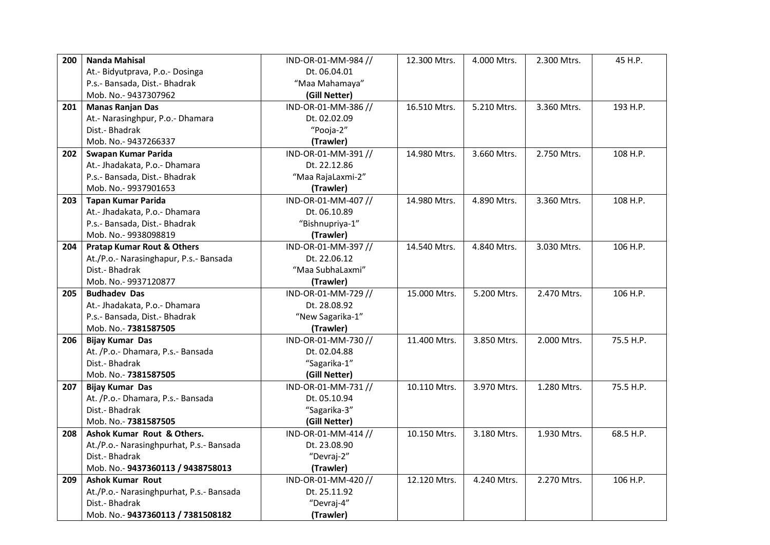| 200 | **Nanda Mahisal**<br>At.- Bidyutprava, P.o.- Dosinga<br>P.s.- Bansada, Dist.- Bhadrak<br>Mob. No.- 9437307962 | IND-OR-01-MM-984 //<br>Dt. 06.04.01<br>"Maa Mahamaya"<br>**(Gill Netter)** | 12.300 Mtrs. | 4.000 Mtrs. | 2.300 Mtrs. | 45 H.P. |
|---|---|---|---|---|---|---|
| 201 | **Manas Ranjan Das**<br>At.- Narasinghpur, P.o.- Dhamara<br>Dist.- Bhadrak<br>Mob. No.- 9437266337 | IND-OR-01-MM-386 //<br>Dt. 02.02.09<br>"Pooja-2"<br>**(Trawler)** | 16.510 Mtrs. | 5.210 Mtrs. | 3.360 Mtrs. | 193 H.P. |
| 202 | **Swapan Kumar Parida**<br>At.- Jhadakata, P.o.- Dhamara<br>P.s.- Bansada, Dist.- Bhadrak<br>Mob. No.- 9937901653 | IND-OR-01-MM-391 //<br>Dt. 22.12.86<br>"Maa RajaLaxmi-2"<br>**(Trawler)** | 14.980 Mtrs. | 3.660 Mtrs. | 2.750 Mtrs. | 108 H.P. |
| 203 | **Tapan Kumar Parida**<br>At.- Jhadakata, P.o.- Dhamara<br>P.s.- Bansada, Dist.- Bhadrak<br>Mob. No.- 9938098819 | IND-OR-01-MM-407 //<br>Dt. 06.10.89<br>"Bishnupriya-1"<br>**(Trawler)** | 14.980 Mtrs. | 4.890 Mtrs. | 3.360 Mtrs. | 108 H.P. |
| 204 | **Pratap Kumar Rout & Others**<br>At./P.o.- Narasinghapur, P.s.- Bansada<br>Dist.- Bhadrak<br>Mob. No.- 9937120877 | IND-OR-01-MM-397 //<br>Dt. 22.06.12<br>"Maa SubhaLaxmi"<br>**(Trawler)** | 14.540 Mtrs. | 4.840 Mtrs. | 3.030 Mtrs. | 106 H.P. |
| 205 | **Budhadev Das**<br>At.- Jhadakata, P.o.- Dhamara<br>P.s.- Bansada, Dist.- Bhadrak<br>Mob. No.- **7381587505** | IND-OR-01-MM-729 //<br>Dt. 28.08.92<br>"New Sagarika-1"<br>**(Trawler)** | 15.000 Mtrs. | 5.200 Mtrs. | 2.470 Mtrs. | 106 H.P. |
| 206 | **Bijay Kumar Das**<br>At. /P.o.- Dhamara, P.s.- Bansada<br>Dist.- Bhadrak<br>Mob. No.- **7381587505** | IND-OR-01-MM-730 //<br>Dt. 02.04.88<br>"Sagarika-1"<br>**(Gill Netter)** | 11.400 Mtrs. | 3.850 Mtrs. | 2.000 Mtrs. | 75.5 H.P. |
| 207 | **Bijay Kumar Das**<br>At. /P.o.- Dhamara, P.s.- Bansada<br>Dist.- Bhadrak<br>Mob. No.- **7381587505** | IND-OR-01-MM-731 //<br>Dt. 05.10.94<br>"Sagarika-3"<br>**(Gill Netter)** | 10.110 Mtrs. | 3.970 Mtrs. | 1.280 Mtrs. | 75.5 H.P. |
| 208 | **Ashok Kumar Rout & Others.**<br>At./P.o.- Narasinghpurhat, P.s.- Bansada<br>Dist.- Bhadrak<br>Mob. No.- **9437360113 / 9438758013** | IND-OR-01-MM-414 //<br>Dt. 23.08.90<br>"Devraj-2"<br>**(Trawler)** | 10.150 Mtrs. | 3.180 Mtrs. | 1.930 Mtrs. | 68.5 H.P. |
| 209 | **Ashok Kumar Rout**<br>At./P.o.- Narasinghpurhat, P.s.- Bansada<br>Dist.- Bhadrak<br>Mob. No.- **9437360113 / 7381508182** | IND-OR-01-MM-420 //<br>Dt. 25.11.92<br>"Devraj-4"<br>**(Trawler)** | 12.120 Mtrs. | 4.240 Mtrs. | 2.270 Mtrs. | 106 H.P. |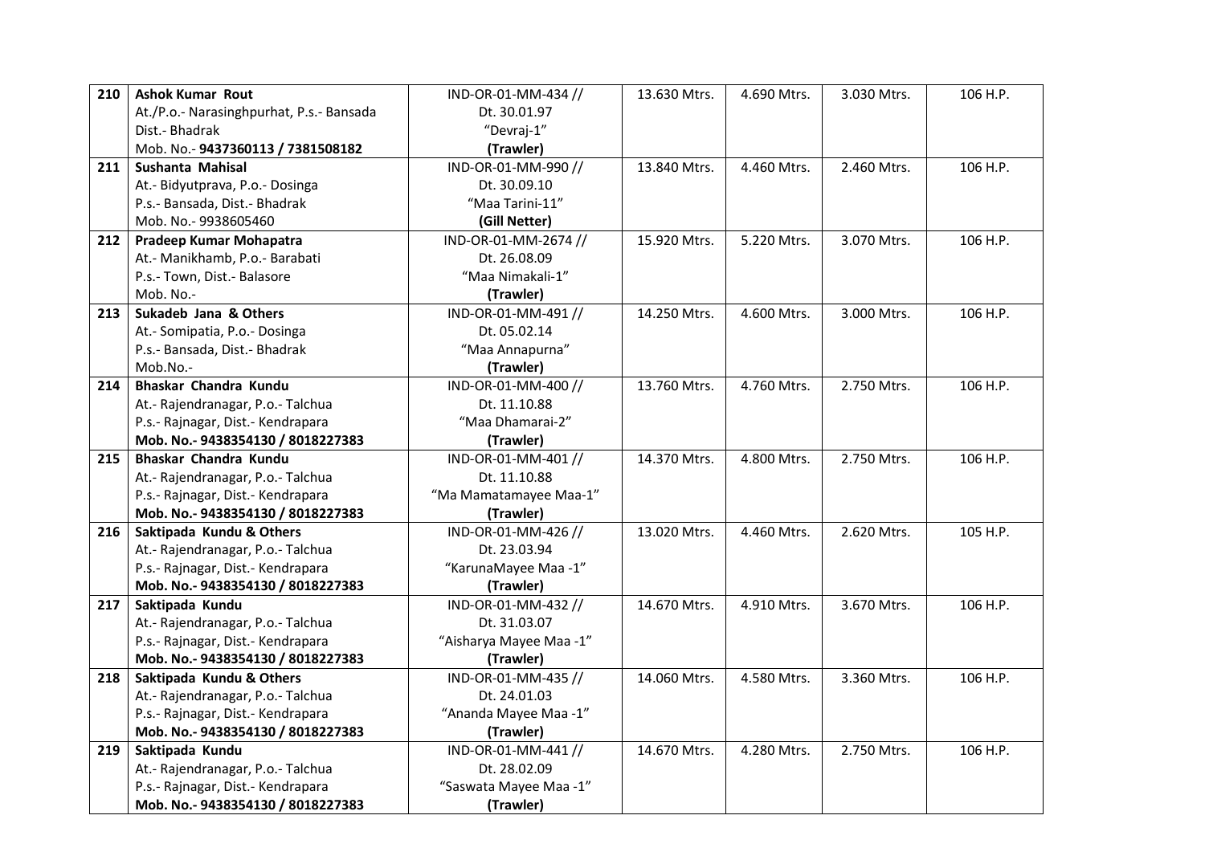| 210 | **Ashok Kumar Rout**<br>At./P.o.- Narasinghpurhat, P.s.- Bansada<br>Dist.- Bhadrak<br>Mob. No.- **9437360113 / 7381508182** | IND-OR-01-MM-434 //<br>Dt. 30.01.97<br>"Devraj-1"<br>**(Trawler)** | 13.630 Mtrs. | 4.690 Mtrs. | 3.030 Mtrs. | 106 H.P. |
|---|---|---|---|---|---|---|
| 211 | **Sushanta Mahisal**<br>At.- Bidyutprava, P.o.- Dosinga<br>P.s.- Bansada, Dist.- Bhadrak<br>Mob. No.- 9938605460 | IND-OR-01-MM-990 //<br>Dt. 30.09.10<br>"Maa Tarini-11"<br>**(Gill Netter)** | 13.840 Mtrs. | 4.460 Mtrs. | 2.460 Mtrs. | 106 H.P. |
| 212 | **Pradeep Kumar Mohapatra**<br>At.- Manikhamb, P.o.- Barabati<br>P.s.- Town, Dist.- Balasore<br>Mob. No.- | IND-OR-01-MM-2674 //<br>Dt. 26.08.09<br>"Maa Nimakali-1"<br>**(Trawler)** | 15.920 Mtrs. | 5.220 Mtrs. | 3.070 Mtrs. | 106 H.P. |
| 213 | **Sukadeb Jana & Others**<br>At.- Somipatia, P.o.- Dosinga<br>P.s.- Bansada, Dist.- Bhadrak<br>Mob.No.- | IND-OR-01-MM-491 //<br>Dt. 05.02.14<br>"Maa Annapurna"<br>**(Trawler)** | 14.250 Mtrs. | 4.600 Mtrs. | 3.000 Mtrs. | 106 H.P. |
| 214 | **Bhaskar Chandra Kundu**<br>At.- Rajendranagar, P.o.- Talchua<br>P.s.- Rajnagar, Dist.- Kendrapara<br>**Mob. No.- 9438354130 / 8018227383** | IND-OR-01-MM-400 //<br>Dt. 11.10.88<br>"Maa Dhamarai-2"<br>**(Trawler)** | 13.760 Mtrs. | 4.760 Mtrs. | 2.750 Mtrs. | 106 H.P. |
| 215 | **Bhaskar Chandra Kundu**<br>At.- Rajendranagar, P.o.- Talchua<br>P.s.- Rajnagar, Dist.- Kendrapara<br>**Mob. No.- 9438354130 / 8018227383** | IND-OR-01-MM-401 //<br>Dt. 11.10.88<br>"Ma Mamatamayee Maa-1"<br>**(Trawler)** | 14.370 Mtrs. | 4.800 Mtrs. | 2.750 Mtrs. | 106 H.P. |
| 216 | **Saktipada Kundu & Others**<br>At.- Rajendranagar, P.o.- Talchua<br>P.s.- Rajnagar, Dist.- Kendrapara<br>**Mob. No.- 9438354130 / 8018227383** | IND-OR-01-MM-426 //<br>Dt. 23.03.94<br>"KarunaMayee Maa -1"<br>**(Trawler)** | 13.020 Mtrs. | 4.460 Mtrs. | 2.620 Mtrs. | 105 H.P. |
| 217 | **Saktipada Kundu**<br>At.- Rajendranagar, P.o.- Talchua<br>P.s.- Rajnagar, Dist.- Kendrapara<br>**Mob. No.- 9438354130 / 8018227383** | IND-OR-01-MM-432 //<br>Dt. 31.03.07<br>"Aisharya Mayee Maa -1"<br>**(Trawler)** | 14.670 Mtrs. | 4.910 Mtrs. | 3.670 Mtrs. | 106 H.P. |
| 218 | **Saktipada Kundu & Others**<br>At.- Rajendranagar, P.o.- Talchua<br>P.s.- Rajnagar, Dist.- Kendrapara<br>**Mob. No.- 9438354130 / 8018227383** | IND-OR-01-MM-435 //<br>Dt. 24.01.03<br>"Ananda Mayee Maa -1"<br>**(Trawler)** | 14.060 Mtrs. | 4.580 Mtrs. | 3.360 Mtrs. | 106 H.P. |
| 219 | **Saktipada Kundu**<br>At.- Rajendranagar, P.o.- Talchua<br>P.s.- Rajnagar, Dist.- Kendrapara<br>**Mob. No.- 9438354130 / 8018227383** | IND-OR-01-MM-441 //<br>Dt. 28.02.09<br>"Saswata Mayee Maa -1"<br>**(Trawler)** | 14.670 Mtrs. | 4.280 Mtrs. | 2.750 Mtrs. | 106 H.P. |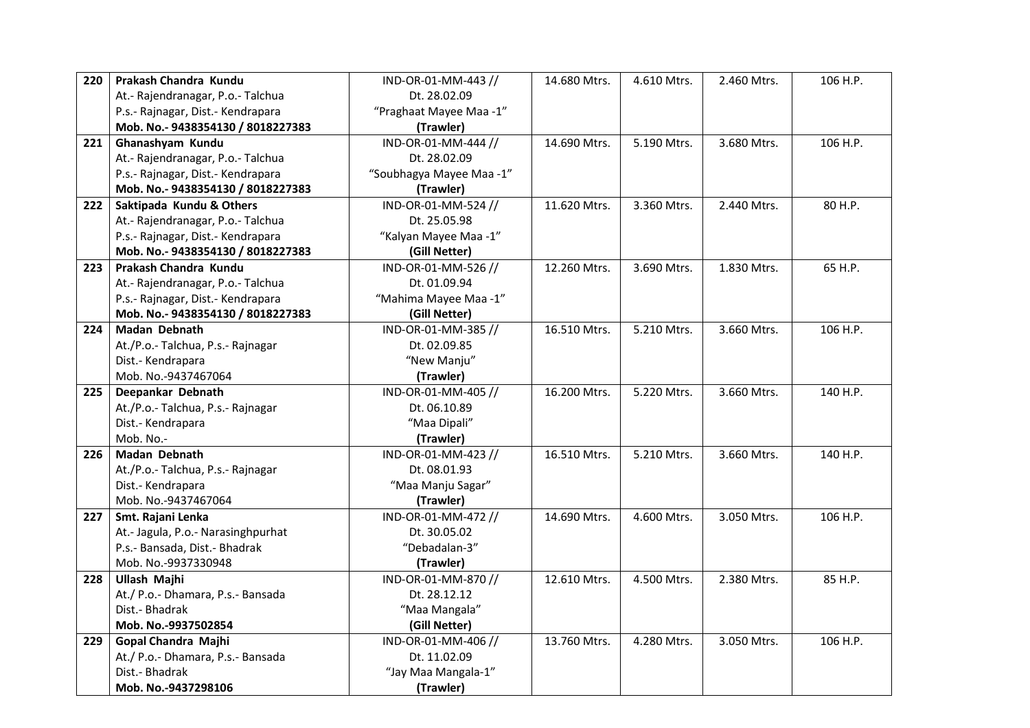| 220 | **Prakash Chandra Kundu**<br>At.- Rajendranagar, P.o.- Talchua<br>P.s.- Rajnagar, Dist.- Kendrapara<br>**Mob. No.- 9438354130 / 8018227383** | IND-OR-01-MM-443 //<br>Dt. 28.02.09<br>"Praghaat Mayee Maa -1"<br>**(Trawler)** | 14.680 Mtrs. | 4.610 Mtrs. | 2.460 Mtrs. | 106 H.P. |
|---|---|---|---|---|---|---|
| 221 | **Ghanashyam Kundu**<br>At.- Rajendranagar, P.o.- Talchua<br>P.s.- Rajnagar, Dist.- Kendrapara<br>**Mob. No.- 9438354130 / 8018227383** | IND-OR-01-MM-444 //<br>Dt. 28.02.09<br>"Soubhagya Mayee Maa -1"<br>**(Trawler)** | 14.690 Mtrs. | 5.190 Mtrs. | 3.680 Mtrs. | 106 H.P. |
| 222 | **Saktipada Kundu & Others**<br>At.- Rajendranagar, P.o.- Talchua<br>P.s.- Rajnagar, Dist.- Kendrapara<br>**Mob. No.- 9438354130 / 8018227383** | IND-OR-01-MM-524 //<br>Dt. 25.05.98<br>"Kalyan Mayee Maa -1"<br>**(Gill Netter)** | 11.620 Mtrs. | 3.360 Mtrs. | 2.440 Mtrs. | 80 H.P. |
| 223 | **Prakash Chandra Kundu**<br>At.- Rajendranagar, P.o.- Talchua<br>P.s.- Rajnagar, Dist.- Kendrapara<br>**Mob. No.- 9438354130 / 8018227383** | IND-OR-01-MM-526 //<br>Dt. 01.09.94<br>"Mahima Mayee Maa -1"<br>**(Gill Netter)** | 12.260 Mtrs. | 3.690 Mtrs. | 1.830 Mtrs. | 65 H.P. |
| 224 | **Madan Debnath**<br>At./P.o.- Talchua, P.s.- Rajnagar<br>Dist.- Kendrapara<br>Mob. No.-9437467064 | IND-OR-01-MM-385 //<br>Dt. 02.09.85<br>"New Manju"<br>**(Trawler)** | 16.510 Mtrs. | 5.210 Mtrs. | 3.660 Mtrs. | 106 H.P. |
| 225 | **Deepankar Debnath**<br>At./P.o.- Talchua, P.s.- Rajnagar<br>Dist.- Kendrapara<br>Mob. No.- | IND-OR-01-MM-405 //<br>Dt. 06.10.89<br>"Maa Dipali"<br>**(Trawler)** | 16.200 Mtrs. | 5.220 Mtrs. | 3.660 Mtrs. | 140 H.P. |
| 226 | **Madan Debnath**<br>At./P.o.- Talchua, P.s.- Rajnagar<br>Dist.- Kendrapara<br>Mob. No.-9437467064 | IND-OR-01-MM-423 //<br>Dt. 08.01.93<br>"Maa Manju Sagar"<br>**(Trawler)** | 16.510 Mtrs. | 5.210 Mtrs. | 3.660 Mtrs. | 140 H.P. |
| 227 | **Smt. Rajani Lenka**<br>At.- Jagula, P.o.- Narasinghpurhat<br>P.s.- Bansada, Dist.- Bhadrak<br>Mob. No.-9937330948 | IND-OR-01-MM-472 //<br>Dt. 30.05.02<br>"Debadalan-3"<br>**(Trawler)** | 14.690 Mtrs. | 4.600 Mtrs. | 3.050 Mtrs. | 106 H.P. |
| 228 | **Ullash Majhi**<br>At./ P.o.- Dhamara, P.s.- Bansada<br>Dist.- Bhadrak<br>**Mob. No.-9937502854** | IND-OR-01-MM-870 //<br>Dt. 28.12.12<br>"Maa Mangala"<br>**(Gill Netter)** | 12.610 Mtrs. | 4.500 Mtrs. | 2.380 Mtrs. | 85 H.P. |
| 229 | **Gopal Chandra Majhi**<br>At./ P.o.- Dhamara, P.s.- Bansada<br>Dist.- Bhadrak<br>**Mob. No.-9437298106** | IND-OR-01-MM-406 //<br>Dt. 11.02.09<br>"Jay Maa Mangala-1"<br>**(Trawler)** | 13.760 Mtrs. | 4.280 Mtrs. | 3.050 Mtrs. | 106 H.P. |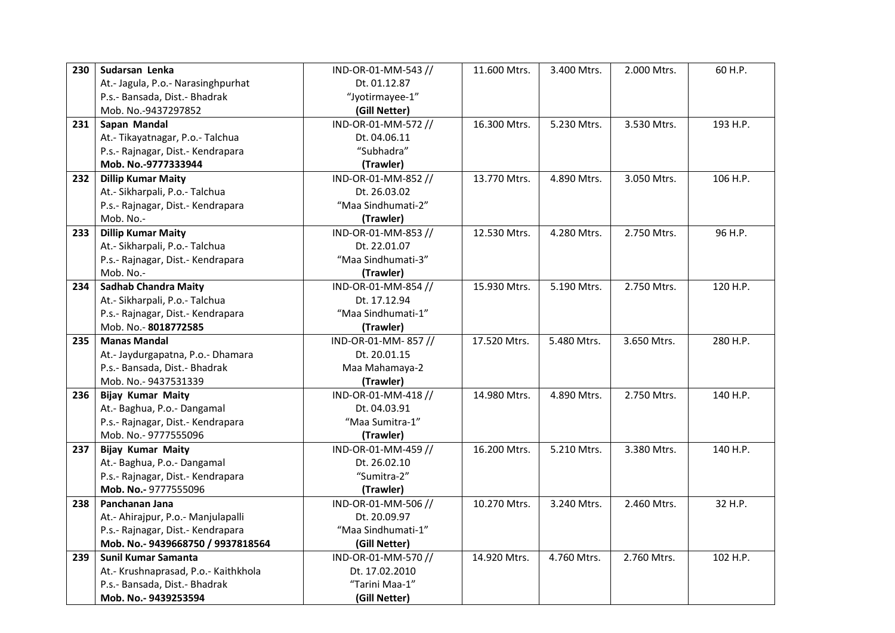| 230 | **Sudarsan Lenka**<br>At.- Jagula, P.o.- Narasinghpurhat<br>P.s.- Bansada, Dist.- Bhadrak<br>Mob. No.-9437297852 | IND-OR-01-MM-543 //<br>Dt. 01.12.87<br>"Jyotirmayee-1"<br>**(Gill Netter)** | 11.600 Mtrs. | 3.400 Mtrs. | 2.000 Mtrs. | 60 H.P. |
|---|---|---|---|---|---|---|
| 231 | **Sapan Mandal**<br>At.- Tikayatnagar, P.o.- Talchua<br>P.s.- Rajnagar, Dist.- Kendrapara<br>**Mob. No.-9777333944** | IND-OR-01-MM-572 //<br>Dt. 04.06.11<br>"Subhadra"<br>**(Trawler)** | 16.300 Mtrs. | 5.230 Mtrs. | 3.530 Mtrs. | 193 H.P. |
| 232 | **Dillip Kumar Maity**<br>At.- Sikharpali, P.o.- Talchua<br>P.s.- Rajnagar, Dist.- Kendrapara<br>Mob. No.- | IND-OR-01-MM-852 //<br>Dt. 26.03.02<br>"Maa Sindhumati-2"<br>**(Trawler)** | 13.770 Mtrs. | 4.890 Mtrs. | 3.050 Mtrs. | 106 H.P. |
| 233 | **Dillip Kumar Maity**<br>At.- Sikharpali, P.o.- Talchua<br>P.s.- Rajnagar, Dist.- Kendrapara<br>Mob. No.- | IND-OR-01-MM-853 //<br>Dt. 22.01.07<br>"Maa Sindhumati-3"<br>**(Trawler)** | 12.530 Mtrs. | 4.280 Mtrs. | 2.750 Mtrs. | 96 H.P. |
| 234 | **Sadhab Chandra Maity**<br>At.- Sikharpali, P.o.- Talchua<br>P.s.- Rajnagar, Dist.- Kendrapara<br>Mob. No.- **8018772585** | IND-OR-01-MM-854 //<br>Dt. 17.12.94<br>"Maa Sindhumati-1"<br>**(Trawler)** | 15.930 Mtrs. | 5.190 Mtrs. | 2.750 Mtrs. | 120 H.P. |
| 235 | **Manas Mandal**<br>At.- Jaydurgapatna, P.o.- Dhamara<br>P.s.- Bansada, Dist.- Bhadrak<br>Mob. No.- 9437531339 | IND-OR-01-MM- 857 //<br>Dt. 20.01.15<br>Maa Mahamaya-2<br>**(Trawler)** | 17.520 Mtrs. | 5.480 Mtrs. | 3.650 Mtrs. | 280 H.P. |
| 236 | **Bijay Kumar Maity**<br>At.- Baghua, P.o.- Dangamal<br>P.s.- Rajnagar, Dist.- Kendrapara<br>Mob. No.- 9777555096 | IND-OR-01-MM-418 //<br>Dt. 04.03.91<br>"Maa Sumitra-1"<br>**(Trawler)** | 14.980 Mtrs. | 4.890 Mtrs. | 2.750 Mtrs. | 140 H.P. |
| 237 | **Bijay Kumar Maity**<br>At.- Baghua, P.o.- Dangamal<br>P.s.- Rajnagar, Dist.- Kendrapara<br>**Mob. No.-** 9777555096 | IND-OR-01-MM-459 //<br>Dt. 26.02.10<br>"Sumitra-2"<br>**(Trawler)** | 16.200 Mtrs. | 5.210 Mtrs. | 3.380 Mtrs. | 140 H.P. |
| 238 | **Panchanan Jana**<br>At.- Ahirajpur, P.o.- Manjulapalli<br>P.s.- Rajnagar, Dist.- Kendrapara<br>**Mob. No.- 9439668750 / 9937818564** | IND-OR-01-MM-506 //<br>Dt. 20.09.97<br>"Maa Sindhumati-1"<br>**(Gill Netter)** | 10.270 Mtrs. | 3.240 Mtrs. | 2.460 Mtrs. | 32 H.P. |
| 239 | **Sunil Kumar Samanta**<br>At.- Krushnaprasad, P.o.- Kaithkhola<br>P.s.- Bansada, Dist.- Bhadrak<br>**Mob. No.- 9439253594** | IND-OR-01-MM-570 //<br>Dt. 17.02.2010<br>"Tarini Maa-1"<br>**(Gill Netter)** | 14.920 Mtrs. | 4.760 Mtrs. | 2.760 Mtrs. | 102 H.P. |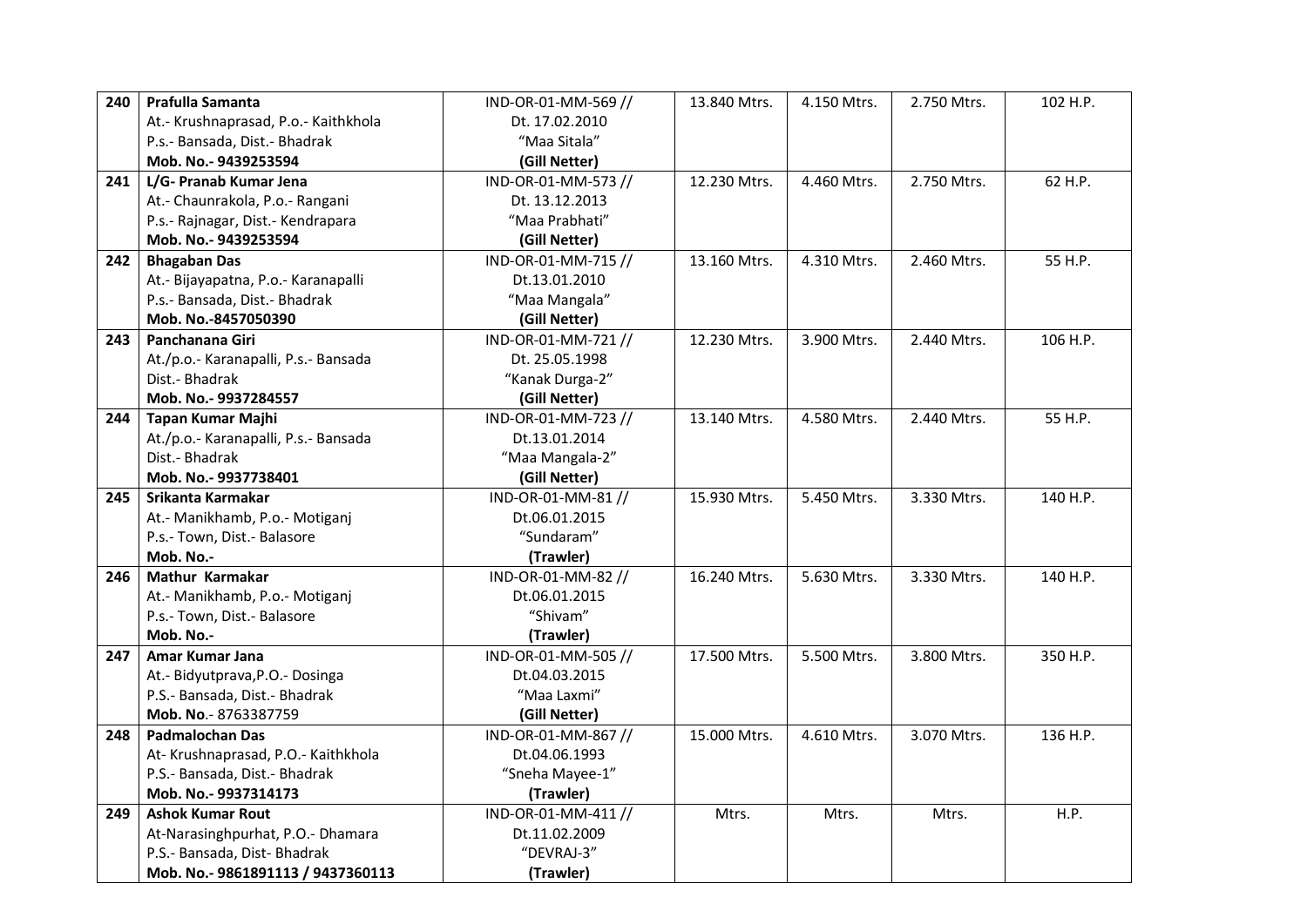| 240 | **Prafulla Samanta**<br>At.- Krushnaprasad, P.o.- Kaithkhola<br>P.s.- Bansada, Dist.- Bhadrak<br>**Mob. No.- 9439253594** | IND-OR-01-MM-569 //<br>Dt. 17.02.2010<br>"Maa Sitala"<br>**(Gill Netter)** | 13.840 Mtrs. | 4.150 Mtrs. | 2.750 Mtrs. | 102 H.P. |
|---|---|---|---|---|---|---|
| 241 | **L/G- Pranab Kumar Jena**<br>At.- Chaunrakola, P.o.- Rangani<br>P.s.- Rajnagar, Dist.- Kendrapara<br>**Mob. No.- 9439253594** | IND-OR-01-MM-573 //<br>Dt. 13.12.2013<br>"Maa Prabhati"<br>**(Gill Netter)** | 12.230 Mtrs. | 4.460 Mtrs. | 2.750 Mtrs. | 62 H.P. |
| 242 | **Bhagaban Das**<br>At.- Bijayapatna, P.o.- Karanapalli<br>P.s.- Bansada, Dist.- Bhadrak<br>**Mob. No.-8457050390** | IND-OR-01-MM-715 //<br>Dt.13.01.2010<br>"Maa Mangala"<br>**(Gill Netter)** | 13.160 Mtrs. | 4.310 Mtrs. | 2.460 Mtrs. | 55 H.P. |
| 243 | **Panchanana Giri**<br>At./p.o.- Karanapalli, P.s.- Bansada<br>Dist.- Bhadrak<br>**Mob. No.- 9937284557** | IND-OR-01-MM-721 //<br>Dt. 25.05.1998<br>"Kanak Durga-2"<br>**(Gill Netter)** | 12.230 Mtrs. | 3.900 Mtrs. | 2.440 Mtrs. | 106 H.P. |
| 244 | **Tapan Kumar Majhi**<br>At./p.o.- Karanapalli, P.s.- Bansada<br>Dist.- Bhadrak<br>**Mob. No.- 9937738401** | IND-OR-01-MM-723 //<br>Dt.13.01.2014<br>"Maa Mangala-2"<br>**(Gill Netter)** | 13.140 Mtrs. | 4.580 Mtrs. | 2.440 Mtrs. | 55 H.P. |
| 245 | **Srikanta Karmakar**<br>At.- Manikhamb, P.o.- Motiganj<br>P.s.- Town, Dist.- Balasore<br>**Mob. No.-** | IND-OR-01-MM-81 //<br>Dt.06.01.2015<br>"Sundaram"<br>**(Trawler)** | 15.930 Mtrs. | 5.450 Mtrs. | 3.330 Mtrs. | 140 H.P. |
| 246 | **Mathur Karmakar**<br>At.- Manikhamb, P.o.- Motiganj<br>P.s.- Town, Dist.- Balasore<br>**Mob. No.-** | IND-OR-01-MM-82 //<br>Dt.06.01.2015<br>"Shivam"<br>**(Trawler)** | 16.240 Mtrs. | 5.630 Mtrs. | 3.330 Mtrs. | 140 H.P. |
| 247 | **Amar Kumar Jana**<br>At.- Bidyutprava,P.O.- Dosinga<br>P.S.- Bansada, Dist.- Bhadrak<br>**Mob. No**.- 8763387759 | IND-OR-01-MM-505 //<br>Dt.04.03.2015<br>"Maa Laxmi"<br>**(Gill Netter)** | 17.500 Mtrs. | 5.500 Mtrs. | 3.800 Mtrs. | 350 H.P. |
| 248 | **Padmalochan Das**<br>At- Krushnaprasad, P.O.- Kaithkhola<br>P.S.- Bansada, Dist.- Bhadrak<br>**Mob. No.- 9937314173** | IND-OR-01-MM-867 //<br>Dt.04.06.1993<br>"Sneha Mayee-1"<br>**(Trawler)** | 15.000 Mtrs. | 4.610 Mtrs. | 3.070 Mtrs. | 136 H.P. |
| 249 | **Ashok Kumar Rout**<br>At-Narasinghpurhat, P.O.- Dhamara<br>P.S.- Bansada, Dist- Bhadrak<br>**Mob. No.- 9861891113 / 9437360113** | IND-OR-01-MM-411 //<br>Dt.11.02.2009<br>"DEVRAJ-3"<br>**(Trawler)** | Mtrs. | Mtrs. | Mtrs. | H.P. |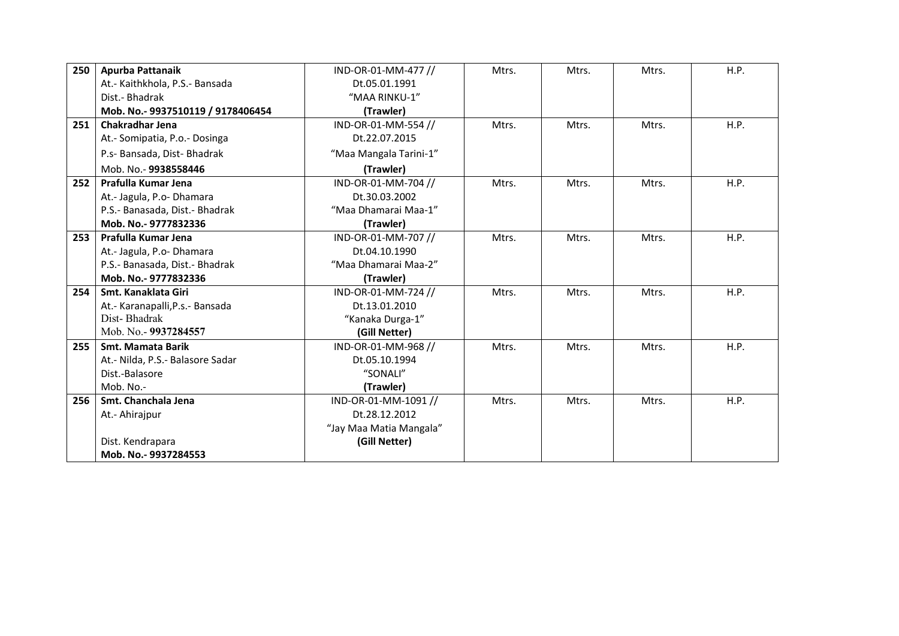| | | | | | | |
|---|---|---|---|---|---|---|
| 250 | **Apurba Pattanaik**<br>At.- Kaithkhola, P.S.- Bansada<br>Dist.- Bhadrak<br>**Mob. No.- 9937510119 / 9178406454** | IND-OR-01-MM-477 //<br>Dt.05.01.1991<br>"MAA RINKU-1"<br>**(Trawler)** | Mtrs. | Mtrs. | Mtrs. | H.P. |
| 251 | **Chakradhar Jena**<br>At.- Somipatia, P.o.- Dosinga<br>P.s- Bansada, Dist- Bhadrak<br>Mob. No.- **9938558446** | IND-OR-01-MM-554 //<br>Dt.22.07.2015<br>"Maa Mangala Tarini-1"<br>**(Trawler)** | Mtrs. | Mtrs. | Mtrs. | H.P. |
| 252 | **Prafulla Kumar Jena**<br>At.- Jagula, P.o- Dhamara<br>P.S.- Banasada, Dist.- Bhadrak<br>**Mob. No.- 9777832336** | IND-OR-01-MM-704 //<br>Dt.30.03.2002<br>"Maa Dhamarai Maa-1"<br>**(Trawler)** | Mtrs. | Mtrs. | Mtrs. | H.P. |
| 253 | **Prafulla Kumar Jena**<br>At.- Jagula, P.o- Dhamara<br>P.S.- Banasada, Dist.- Bhadrak<br>**Mob. No.- 9777832336** | IND-OR-01-MM-707 //<br>Dt.04.10.1990<br>"Maa Dhamarai Maa-2"<br>**(Trawler)** | Mtrs. | Mtrs. | Mtrs. | H.P. |
| 254 | **Smt. Kanaklata Giri**<br>At.- Karanapalli,P.s.- Bansada<br>Dist- Bhadrak<br>Mob. No.- **9937284557** | IND-OR-01-MM-724 //<br>Dt.13.01.2010<br>"Kanaka Durga-1"<br>**(Gill Netter)** | Mtrs. | Mtrs. | Mtrs. | H.P. |
| 255 | **Smt. Mamata Barik**<br>At.- Nilda, P.S.- Balasore Sadar<br>Dist.-Balasore<br>Mob. No.- | IND-OR-01-MM-968 //<br>Dt.05.10.1994<br>"SONALI"<br>**(Trawler)** | Mtrs. | Mtrs. | Mtrs. | H.P. |
| 256 | **Smt. Chanchala Jena**<br>At.- Ahirajpur<br><br>Dist. Kendrapara<br>**Mob. No.- 9937284553** | IND-OR-01-MM-1091 //<br>Dt.28.12.2012<br>"Jay Maa Matia Mangala"<br>**(Gill Netter)** | Mtrs. | Mtrs. | Mtrs. | H.P. |